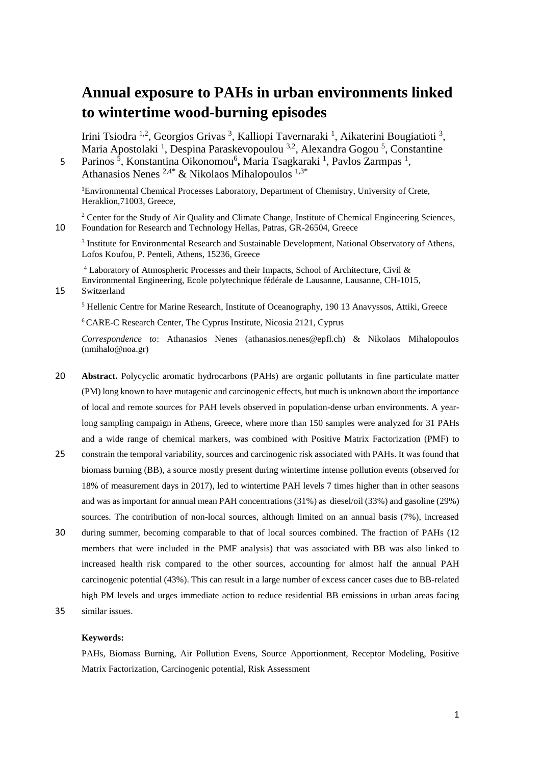# Annual exposure to PAHs in urban environments linked to wintertime wood-burning episodes

Irini Tsiodra [1,2], Georgios Grivas [3], Kalliopi Tavernaraki [1], Aikaterini Bougiatioti [3], Maria Apostolaki [1], Despina Paraskevopoulou [3,2], Alexandra Gogou [5], Constantine Parinos [5], Konstantina Oikonomou[6], Maria Tsagkaraki [1], Pavlos Zarmpas [1], Athanasios Nenes [2,4*] & Nikolaos Mihalopoulos [1,3*]

[1]Environmental Chemical Processes Laboratory, Department of Chemistry, University of Crete, Heraklion,71003, Greece,

[2] Center for the Study of Air Quality and Climate Change, Institute of Chemical Engineering Sciences, Foundation for Research and Technology Hellas, Patras, GR-26504, Greece

[3] Institute for Environmental Research and Sustainable Development, National Observatory of Athens, Lofos Koufou, P. Penteli, Athens, 15236, Greece

[4] Laboratory of Atmospheric Processes and their Impacts, School of Architecture, Civil & Environmental Engineering, Ecole polytechnique fédérale de Lausanne, Lausanne, CH-1015, Switzerland

[5] Hellenic Centre for Marine Research, Institute of Oceanography, 190 13 Anavyssos, Attiki, Greece

[6] CARE-C Research Center, The Cyprus Institute, Nicosia 2121, Cyprus

*Correspondence to*: Athanasios Nenes (athanasios.nenes@epfl.ch) & Nikolaos Mihalopoulos (nmihalo@noa.gr)

**Abstract.** Polycyclic aromatic hydrocarbons (PAHs) are organic pollutants in fine particulate matter (PM) long known to have mutagenic and carcinogenic effects, but much is unknown about the importance of local and remote sources for PAH levels observed in population-dense urban environments. A year-long sampling campaign in Athens, Greece, where more than 150 samples were analyzed for 31 PAHs and a wide range of chemical markers, was combined with Positive Matrix Factorization (PMF) to constrain the temporal variability, sources and carcinogenic risk associated with PAHs. It was found that biomass burning (BB), a source mostly present during wintertime intense pollution events (observed for 18% of measurement days in 2017), led to wintertime PAH levels 7 times higher than in other seasons and was as important for annual mean PAH concentrations (31%) as diesel/oil (33%) and gasoline (29%) sources. The contribution of non-local sources, although limited on an annual basis (7%), increased during summer, becoming comparable to that of local sources combined. The fraction of PAHs (12 members that were included in the PMF analysis) that was associated with BB was also linked to increased health risk compared to the other sources, accounting for almost half the annual PAH carcinogenic potential (43%). This can result in a large number of excess cancer cases due to BB-related high PM levels and urges immediate action to reduce residential BB emissions in urban areas facing similar issues.

**Keywords:**

PAHs, Biomass Burning, Air Pollution Evens, Source Apportionment, Receptor Modeling, Positive Matrix Factorization, Carcinogenic potential, Risk Assessment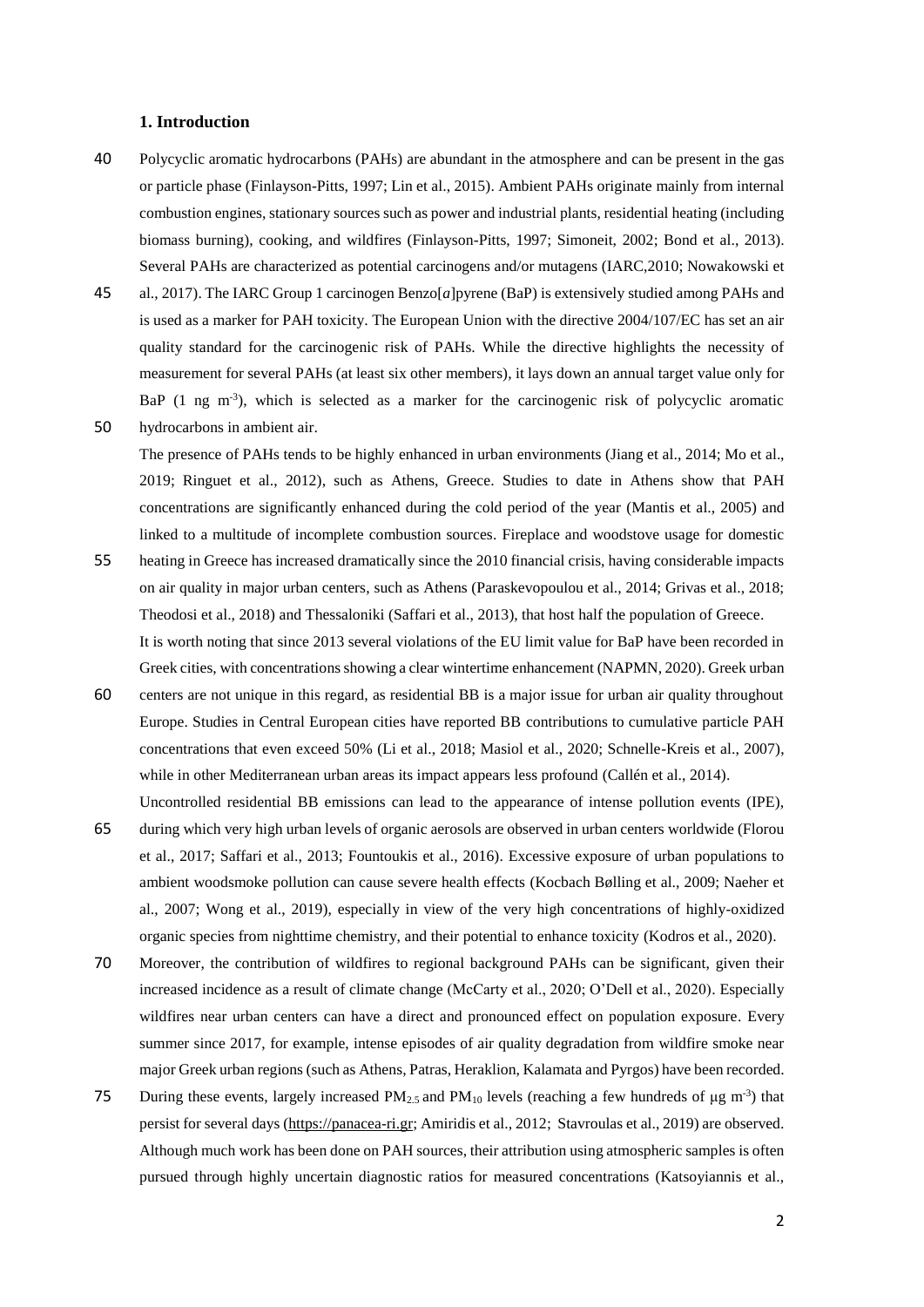## 1. Introduction

Polycyclic aromatic hydrocarbons (PAHs) are abundant in the atmosphere and can be present in the gas or particle phase (Finlayson-Pitts, 1997; Lin et al., 2015). Ambient PAHs originate mainly from internal combustion engines, stationary sources such as power and industrial plants, residential heating (including biomass burning), cooking, and wildfires (Finlayson-Pitts, 1997; Simoneit, 2002; Bond et al., 2013). Several PAHs are characterized as potential carcinogens and/or mutagens (IARC,2010; Nowakowski et al., 2017). The IARC Group 1 carcinogen Benzo[*a*]pyrene (BaP) is extensively studied among PAHs and is used as a marker for PAH toxicity. The European Union with the directive 2004/107/EC has set an air quality standard for the carcinogenic risk of PAHs. While the directive highlights the necessity of measurement for several PAHs (at least six other members), it lays down an annual target value only for BaP (1 ng $m^{-3}$), which is selected as a marker for the carcinogenic risk of polycyclic aromatic hydrocarbons in ambient air.

The presence of PAHs tends to be highly enhanced in urban environments (Jiang et al., 2014; Mo et al., 2019; Ringuet et al., 2012), such as Athens, Greece. Studies to date in Athens show that PAH concentrations are significantly enhanced during the cold period of the year (Mantis et al., 2005) and linked to a multitude of incomplete combustion sources. Fireplace and woodstove usage for domestic heating in Greece has increased dramatically since the 2010 financial crisis, having considerable impacts on air quality in major urban centers, such as Athens (Paraskevopoulou et al., 2014; Grivas et al., 2018; Theodosi et al., 2018) and Thessaloniki (Saffari et al., 2013), that host half the population of Greece.

It is worth noting that since 2013 several violations of the EU limit value for BaP have been recorded in Greek cities, with concentrations showing a clear wintertime enhancement (NAPMN, 2020). Greek urban centers are not unique in this regard, as residential BB is a major issue for urban air quality throughout Europe. Studies in Central European cities have reported BB contributions to cumulative particle PAH concentrations that even exceed 50% (Li et al., 2018; Masiol et al., 2020; Schnelle-Kreis et al., 2007), while in other Mediterranean urban areas its impact appears less profound (Callén et al., 2014).

Uncontrolled residential BB emissions can lead to the appearance of intense pollution events (IPE), during which very high urban levels of organic aerosols are observed in urban centers worldwide (Florou et al., 2017; Saffari et al., 2013; Fountoukis et al., 2016). Excessive exposure of urban populations to ambient woodsmoke pollution can cause severe health effects (Kocbach Bølling et al., 2009; Naeher et al., 2007; Wong et al., 2019), especially in view of the very high concentrations of highly-oxidized organic species from nighttime chemistry, and their potential to enhance toxicity (Kodros et al., 2020).

Moreover, the contribution of wildfires to regional background PAHs can be significant, given their increased incidence as a result of climate change (McCarty et al., 2020; O'Dell et al., 2020). Especially wildfires near urban centers can have a direct and pronounced effect on population exposure. Every summer since 2017, for example, intense episodes of air quality degradation from wildfire smoke near major Greek urban regions (such as Athens, Patras, Heraklion, Kalamata and Pyrgos) have been recorded. During these events, largely increased $PM_{2.5}$ and $PM_{10}$ levels (reaching a few hundreds of μg $m^{-3}$) that persist for several days (https://panacea-ri.gr; Amiridis et al., 2012; Stavroulas et al., 2019) are observed. Although much work has been done on PAH sources, their attribution using atmospheric samples is often pursued through highly uncertain diagnostic ratios for measured concentrations (Katsoyiannis et al.,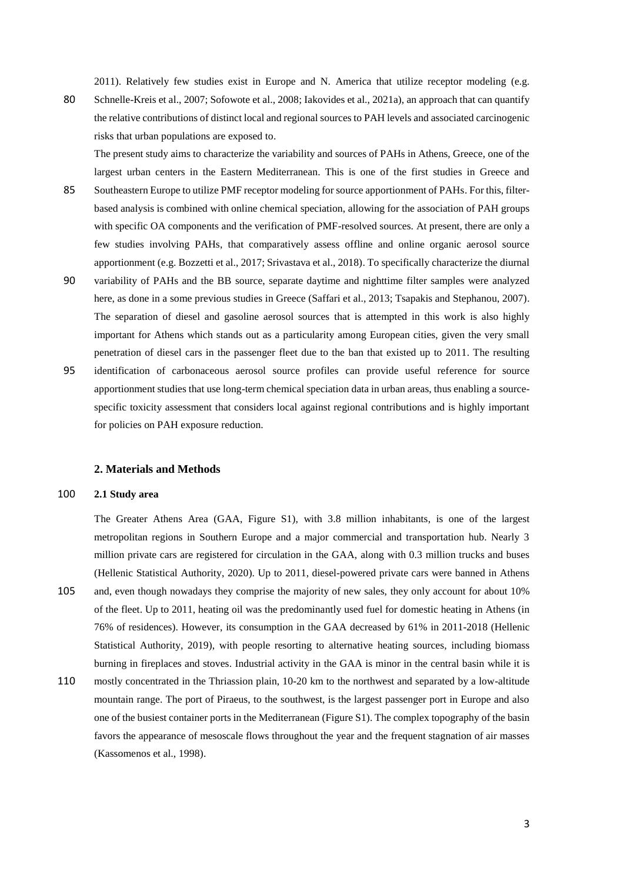2011). Relatively few studies exist in Europe and N. America that utilize receptor modeling (e.g. Schnelle-Kreis et al., 2007; Sofowote et al., 2008; Iakovides et al., 2021a), an approach that can quantify the relative contributions of distinct local and regional sources to PAH levels and associated carcinogenic risks that urban populations are exposed to.

The present study aims to characterize the variability and sources of PAHs in Athens, Greece, one of the largest urban centers in the Eastern Mediterranean. This is one of the first studies in Greece and Southeastern Europe to utilize PMF receptor modeling for source apportionment of PAHs. For this, filter-based analysis is combined with online chemical speciation, allowing for the association of PAH groups with specific OA components and the verification of PMF-resolved sources. At present, there are only a few studies involving PAHs, that comparatively assess offline and online organic aerosol source apportionment (e.g. Bozzetti et al., 2017; Srivastava et al., 2018). To specifically characterize the diurnal variability of PAHs and the BB source, separate daytime and nighttime filter samples were analyzed here, as done in a some previous studies in Greece (Saffari et al., 2013; Tsapakis and Stephanou, 2007). The separation of diesel and gasoline aerosol sources that is attempted in this work is also highly important for Athens which stands out as a particularity among European cities, given the very small penetration of diesel cars in the passenger fleet due to the ban that existed up to 2011. The resulting identification of carbonaceous aerosol source profiles can provide useful reference for source apportionment studies that use long-term chemical speciation data in urban areas, thus enabling a source-specific toxicity assessment that considers local against regional contributions and is highly important for policies on PAH exposure reduction.

## 2. Materials and Methods

### 2.1 Study area

The Greater Athens Area (GAA, Figure S1), with 3.8 million inhabitants, is one of the largest metropolitan regions in Southern Europe and a major commercial and transportation hub. Nearly 3 million private cars are registered for circulation in the GAA, along with 0.3 million trucks and buses (Hellenic Statistical Authority, 2020). Up to 2011, diesel-powered private cars were banned in Athens and, even though nowadays they comprise the majority of new sales, they only account for about 10% of the fleet. Up to 2011, heating oil was the predominantly used fuel for domestic heating in Athens (in 76% of residences). However, its consumption in the GAA decreased by 61% in 2011-2018 (Hellenic Statistical Authority, 2019), with people resorting to alternative heating sources, including biomass burning in fireplaces and stoves. Industrial activity in the GAA is minor in the central basin while it is mostly concentrated in the Thriassion plain, 10-20 km to the northwest and separated by a low-altitude mountain range. The port of Piraeus, to the southwest, is the largest passenger port in Europe and also one of the busiest container ports in the Mediterranean (Figure S1). The complex topography of the basin favors the appearance of mesoscale flows throughout the year and the frequent stagnation of air masses (Kassomenos et al., 1998).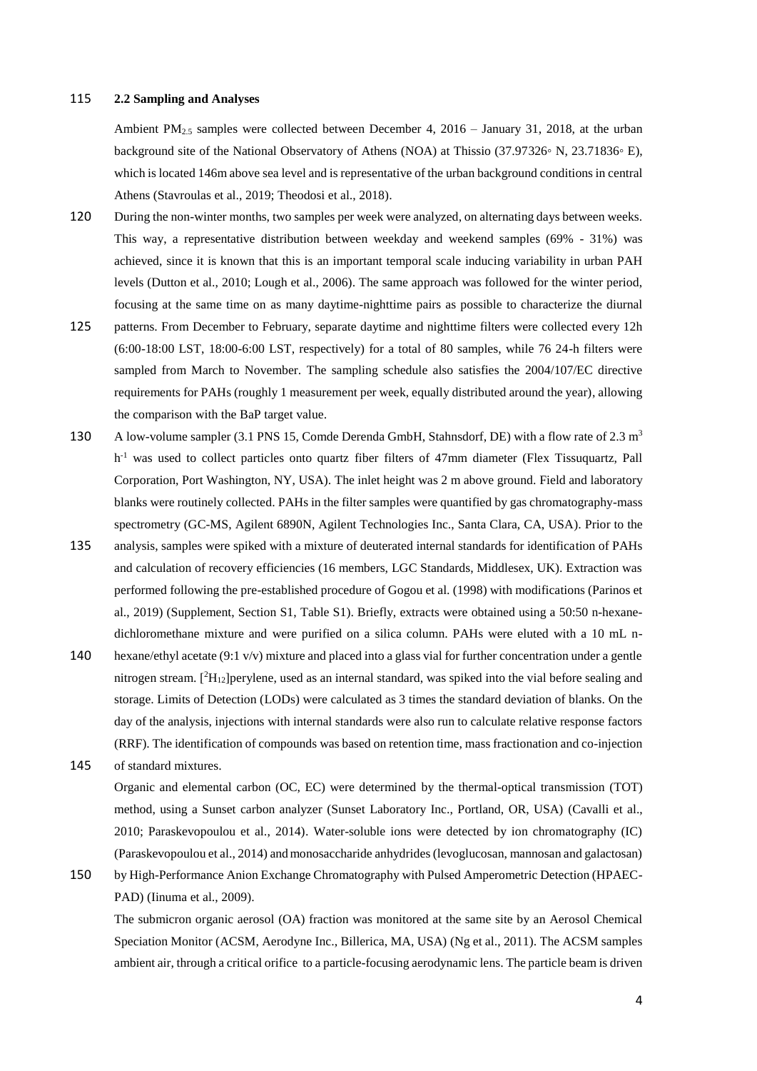## 2.2 Sampling and Analyses

Ambient $PM_{2.5}$ samples were collected between December 4, 2016 – January 31, 2018, at the urban background site of the National Observatory of Athens (NOA) at Thissio (37.97326◦ N, 23.71836◦ E), which is located 146m above sea level and is representative of the urban background conditions in central Athens (Stavroulas et al., 2019; Theodosi et al., 2018).

During the non-winter months, two samples per week were analyzed, on alternating days between weeks. This way, a representative distribution between weekday and weekend samples (69% - 31%) was achieved, since it is known that this is an important temporal scale inducing variability in urban PAH levels (Dutton et al., 2010; Lough et al., 2006). The same approach was followed for the winter period, focusing at the same time on as many daytime-nighttime pairs as possible to characterize the diurnal patterns. From December to February, separate daytime and nighttime filters were collected every 12h (6:00-18:00 LST, 18:00-6:00 LST, respectively) for a total of 80 samples, while 76 24-h filters were sampled from March to November. The sampling schedule also satisfies the 2004/107/EC directive requirements for PAHs (roughly 1 measurement per week, equally distributed around the year), allowing the comparison with the BaP target value.

A low-volume sampler (3.1 PNS 15, Comde Derenda GmbH, Stahnsdorf, DE) with a flow rate of 2.3 $m^3$ $h^{-1}$ was used to collect particles onto quartz fiber filters of 47mm diameter (Flex Tissuquartz, Pall Corporation, Port Washington, NY, USA). The inlet height was 2 m above ground. Field and laboratory blanks were routinely collected. PAHs in the filter samples were quantified by gas chromatography-mass spectrometry (GC-MS, Agilent 6890N, Agilent Technologies Inc., Santa Clara, CA, USA). Prior to the analysis, samples were spiked with a mixture of deuterated internal standards for identification of PAHs and calculation of recovery efficiencies (16 members, LGC Standards, Middlesex, UK). Extraction was performed following the pre-established procedure of Gogou et al. (1998) with modifications (Parinos et al., 2019) (Supplement, Section S1, Table S1). Briefly, extracts were obtained using a 50:50 n-hexane-dichloromethane mixture and were purified on a silica column. PAHs were eluted with a 10 mL n-hexane/ethyl acetate (9:1 v/v) mixture and placed into a glass vial for further concentration under a gentle nitrogen stream. $[^2H_{12}]$perylene, used as an internal standard, was spiked into the vial before sealing and storage. Limits of Detection (LODs) were calculated as 3 times the standard deviation of blanks. On the day of the analysis, injections with internal standards were also run to calculate relative response factors (RRF). The identification of compounds was based on retention time, mass fractionation and co-injection of standard mixtures.

Organic and elemental carbon (OC, EC) were determined by the thermal-optical transmission (TOT) method, using a Sunset carbon analyzer (Sunset Laboratory Inc., Portland, OR, USA) (Cavalli et al., 2010; Paraskevopoulou et al., 2014). Water-soluble ions were detected by ion chromatography (IC) (Paraskevopoulou et al., 2014) and monosaccharide anhydrides (levoglucosan, mannosan and galactosan) by High-Performance Anion Exchange Chromatography with Pulsed Amperometric Detection (HPAEC-PAD) (Iinuma et al., 2009).

The submicron organic aerosol (OA) fraction was monitored at the same site by an Aerosol Chemical Speciation Monitor (ACSM, Aerodyne Inc., Billerica, MA, USA) (Ng et al., 2011). The ACSM samples ambient air, through a critical orifice to a particle-focusing aerodynamic lens. The particle beam is driven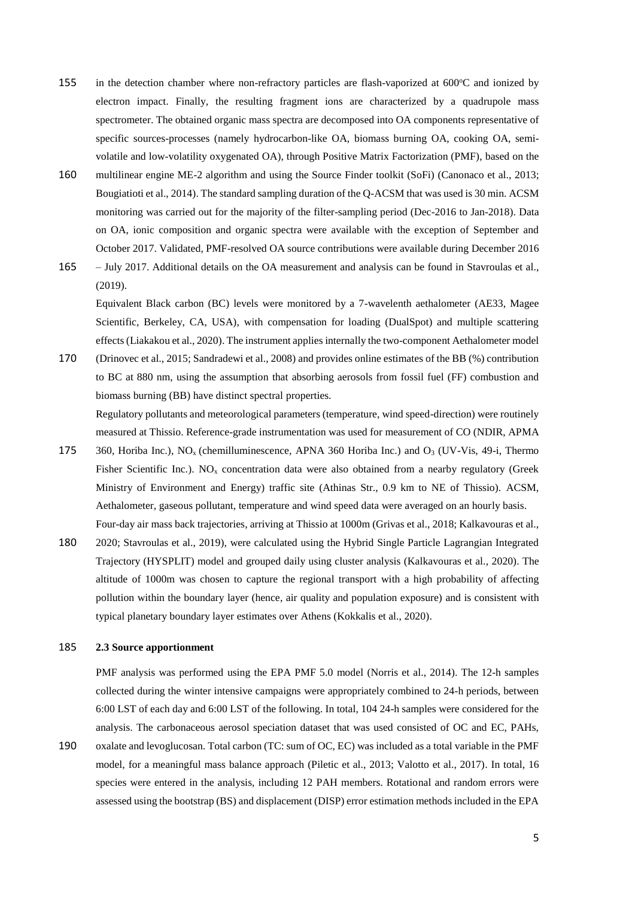in the detection chamber where non-refractory particles are flash-vaporized at 600°C and ionized by electron impact. Finally, the resulting fragment ions are characterized by a quadrupole mass spectrometer. The obtained organic mass spectra are decomposed into OA components representative of specific sources-processes (namely hydrocarbon-like OA, biomass burning OA, cooking OA, semi-volatile and low-volatility oxygenated OA), through Positive Matrix Factorization (PMF), based on the multilinear engine ME-2 algorithm and using the Source Finder toolkit (SoFi) (Canonaco et al., 2013; Bougiatioti et al., 2014). The standard sampling duration of the Q-ACSM that was used is 30 min. ACSM monitoring was carried out for the majority of the filter-sampling period (Dec-2016 to Jan-2018). Data on OA, ionic composition and organic spectra were available with the exception of September and October 2017. Validated, PMF-resolved OA source contributions were available during December 2016 – July 2017. Additional details on the OA measurement and analysis can be found in Stavroulas et al., (2019).

Equivalent Black carbon (BC) levels were monitored by a 7-wavelenth aethalometer (AE33, Magee Scientific, Berkeley, CA, USA), with compensation for loading (DualSpot) and multiple scattering effects (Liakakou et al., 2020). The instrument applies internally the two-component Aethalometer model (Drinovec et al., 2015; Sandradewi et al., 2008) and provides online estimates of the BB (%) contribution to BC at 880 nm, using the assumption that absorbing aerosols from fossil fuel (FF) combustion and biomass burning (BB) have distinct spectral properties.

Regulatory pollutants and meteorological parameters (temperature, wind speed-direction) were routinely measured at Thissio. Reference-grade instrumentation was used for measurement of CO (NDIR, APMA 360, Horiba Inc.), $NO_x$ (chemilluminescence, APNA 360 Horiba Inc.) and $O_3$ (UV-Vis, 49-i, Thermo Fisher Scientific Inc.). $NO_x$ concentration data were also obtained from a nearby regulatory (Greek Ministry of Environment and Energy) traffic site (Athinas Str., 0.9 km to NE of Thissio). ACSM, Aethalometer, gaseous pollutant, temperature and wind speed data were averaged on an hourly basis.

Four-day air mass back trajectories, arriving at Thissio at 1000m (Grivas et al., 2018; Kalkavouras et al., 2020; Stavroulas et al., 2019), were calculated using the Hybrid Single Particle Lagrangian Integrated Trajectory (HYSPLIT) model and grouped daily using cluster analysis (Kalkavouras et al., 2020). The altitude of 1000m was chosen to capture the regional transport with a high probability of affecting pollution within the boundary layer (hence, air quality and population exposure) and is consistent with typical planetary boundary layer estimates over Athens (Kokkalis et al., 2020).

### 2.3 Source apportionment

PMF analysis was performed using the EPA PMF 5.0 model (Norris et al., 2014). The 12-h samples collected during the winter intensive campaigns were appropriately combined to 24-h periods, between 6:00 LST of each day and 6:00 LST of the following. In total, 104 24-h samples were considered for the analysis. The carbonaceous aerosol speciation dataset that was used consisted of OC and EC, PAHs, oxalate and levoglucosan. Total carbon (TC: sum of OC, EC) was included as a total variable in the PMF model, for a meaningful mass balance approach (Piletic et al., 2013; Valotto et al., 2017). In total, 16 species were entered in the analysis, including 12 PAH members. Rotational and random errors were assessed using the bootstrap (BS) and displacement (DISP) error estimation methods included in the EPA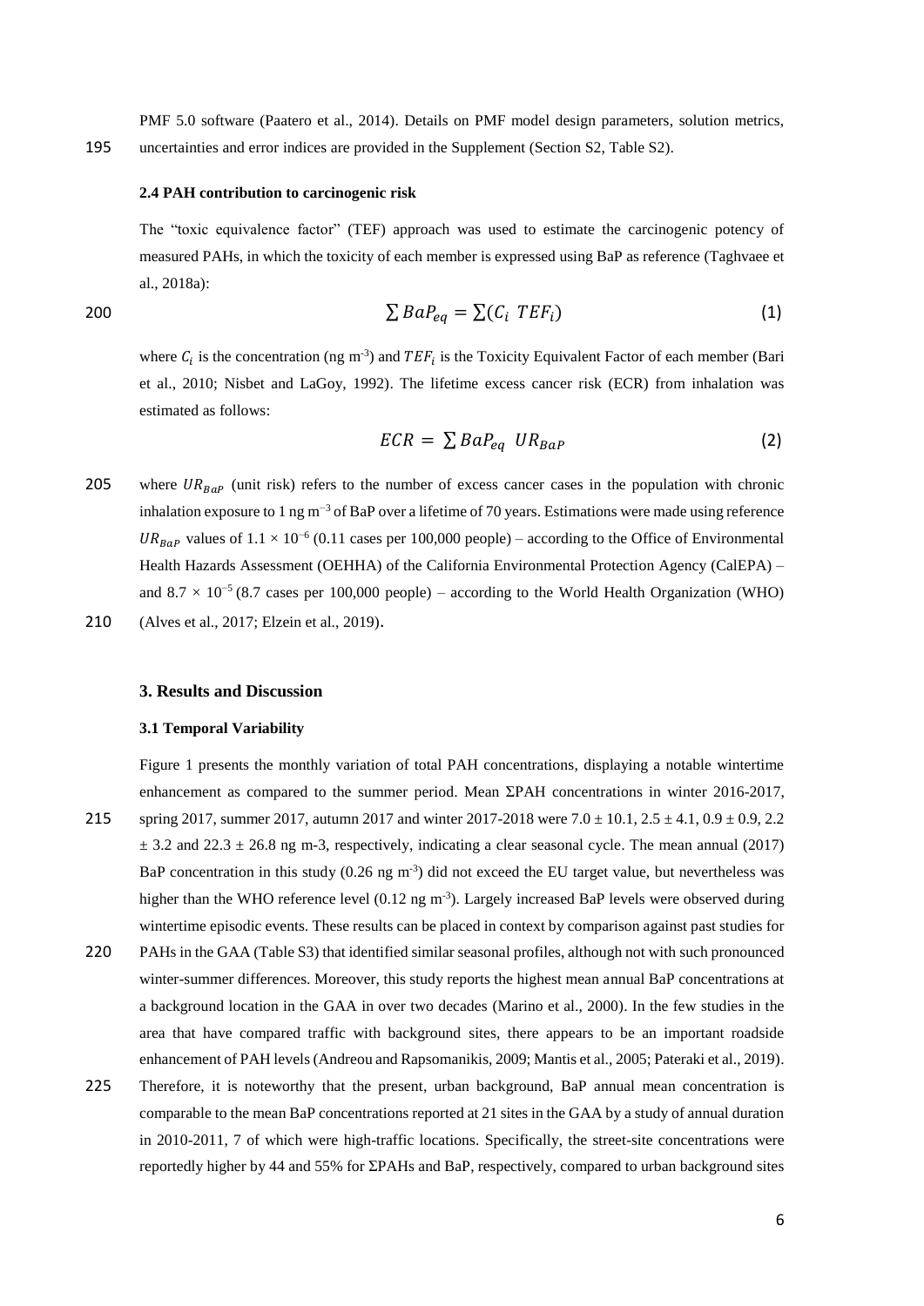PMF 5.0 software (Paatero et al., 2014). Details on PMF model design parameters, solution metrics, uncertainties and error indices are provided in the Supplement (Section S2, Table S2).

### 2.4 PAH contribution to carcinogenic risk

The "toxic equivalence factor" (TEF) approach was used to estimate the carcinogenic potency of measured PAHs, in which the toxicity of each member is expressed using BaP as reference (Taghvaee et al., 2018a):

$$\sum BaP_{eq} = \sum (C_i \; TEF_i) \tag{1}$$

where $C_i$ is the concentration (ng m$^{-3}$) and $TEF_i$ is the Toxicity Equivalent Factor of each member (Bari et al., 2010; Nisbet and LaGoy, 1992). The lifetime excess cancer risk (ECR) from inhalation was estimated as follows:

$$ECR = \sum BaP_{eq} \; UR_{BaP} \tag{2}$$

where $UR_{BaP}$ (unit risk) refers to the number of excess cancer cases in the population with chronic inhalation exposure to 1 ng m$^{-3}$ of BaP over a lifetime of 70 years. Estimations were made using reference $UR_{BaP}$ values of $1.1 \times 10^{-6}$ (0.11 cases per 100,000 people) – according to the Office of Environmental Health Hazards Assessment (OEHHA) of the California Environmental Protection Agency (CalEPA) – and $8.7 \times 10^{-5}$ (8.7 cases per 100,000 people) – according to the World Health Organization (WHO) (Alves et al., 2017; Elzein et al., 2019).

## 3. Results and Discussion

### 3.1 Temporal Variability

Figure 1 presents the monthly variation of total PAH concentrations, displaying a notable wintertime enhancement as compared to the summer period. Mean ΣPAH concentrations in winter 2016-2017, spring 2017, summer 2017, autumn 2017 and winter 2017-2018 were 7.0 ± 10.1, 2.5 ± 4.1, 0.9 ± 0.9, 2.2 ± 3.2 and 22.3 ± 26.8 ng m-3, respectively, indicating a clear seasonal cycle. The mean annual (2017) BaP concentration in this study (0.26 ng m$^{-3}$) did not exceed the EU target value, but nevertheless was higher than the WHO reference level (0.12 ng m$^{-3}$). Largely increased BaP levels were observed during wintertime episodic events. These results can be placed in context by comparison against past studies for PAHs in the GAA (Table S3) that identified similar seasonal profiles, although not with such pronounced winter-summer differences. Moreover, this study reports the highest mean annual BaP concentrations at a background location in the GAA in over two decades (Marino et al., 2000). In the few studies in the area that have compared traffic with background sites, there appears to be an important roadside enhancement of PAH levels (Andreou and Rapsomanikis, 2009; Mantis et al., 2005; Pateraki et al., 2019). Therefore, it is noteworthy that the present, urban background, BaP annual mean concentration is comparable to the mean BaP concentrations reported at 21 sites in the GAA by a study of annual duration in 2010-2011, 7 of which were high-traffic locations. Specifically, the street-site concentrations were reportedly higher by 44 and 55% for ΣPAHs and BaP, respectively, compared to urban background sites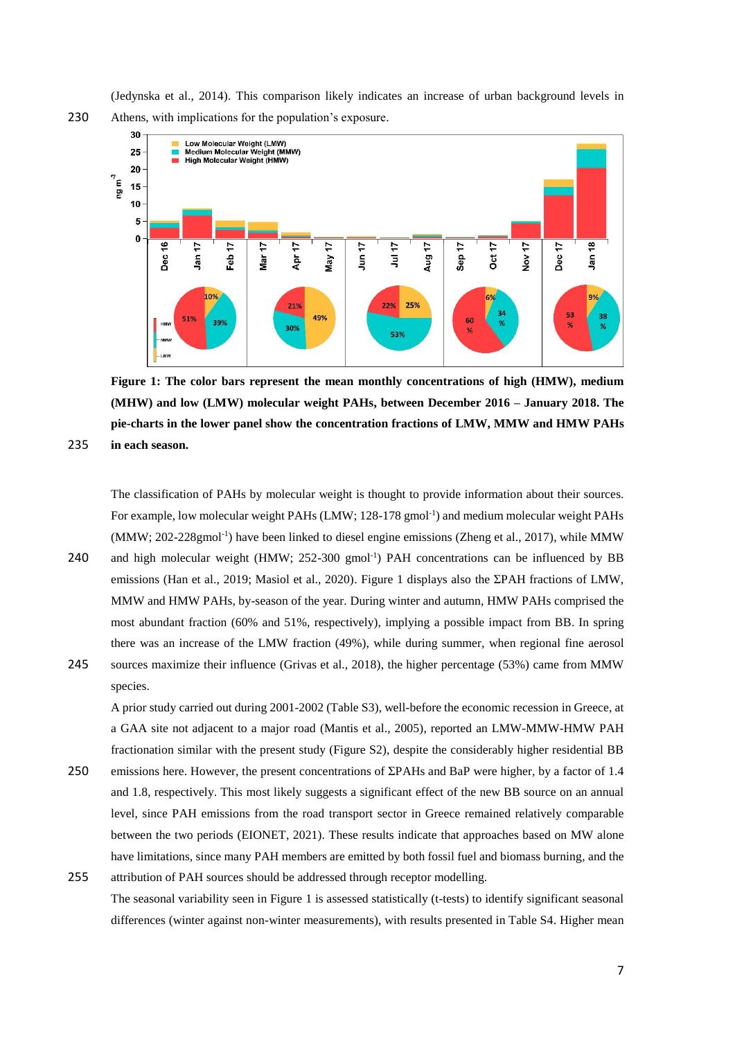(Jedynska et al., 2014). This comparison likely indicates an increase of urban background levels in Athens, with implications for the population's exposure.

**Figure 1: The color bars represent the mean monthly concentrations of high (HMW), medium (MHW) and low (LMW) molecular weight PAHs, between December 2016 – January 2018. The pie-charts in the lower panel show the concentration fractions of LMW, MMW and HMW PAHs in each season.**

The classification of PAHs by molecular weight is thought to provide information about their sources. For example, low molecular weight PAHs (LMW; 128-178 gmol$^{-1}$) and medium molecular weight PAHs (MMW; 202-228gmol$^{-1}$) have been linked to diesel engine emissions (Zheng et al., 2017), while MMW and high molecular weight (HMW; 252-300 gmol$^{-1}$) PAH concentrations can be influenced by BB emissions (Han et al., 2019; Masiol et al., 2020). Figure 1 displays also the ΣPAH fractions of LMW, MMW and HMW PAHs, by-season of the year. During winter and autumn, HMW PAHs comprised the most abundant fraction (60% and 51%, respectively), implying a possible impact from BB. In spring there was an increase of the LMW fraction (49%), while during summer, when regional fine aerosol sources maximize their influence (Grivas et al., 2018), the higher percentage (53%) came from MMW species.

A prior study carried out during 2001-2002 (Table S3), well-before the economic recession in Greece, at a GAA site not adjacent to a major road (Mantis et al., 2005), reported an LMW-MMW-HMW PAH fractionation similar with the present study (Figure S2), despite the considerably higher residential BB emissions here. However, the present concentrations of ΣPAHs and BaP were higher, by a factor of 1.4 and 1.8, respectively. This most likely suggests a significant effect of the new BB source on an annual level, since PAH emissions from the road transport sector in Greece remained relatively comparable between the two periods (EIONET, 2021). These results indicate that approaches based on MW alone have limitations, since many PAH members are emitted by both fossil fuel and biomass burning, and the attribution of PAH sources should be addressed through receptor modelling.

The seasonal variability seen in Figure 1 is assessed statistically (t-tests) to identify significant seasonal differences (winter against non-winter measurements), with results presented in Table S4. Higher mean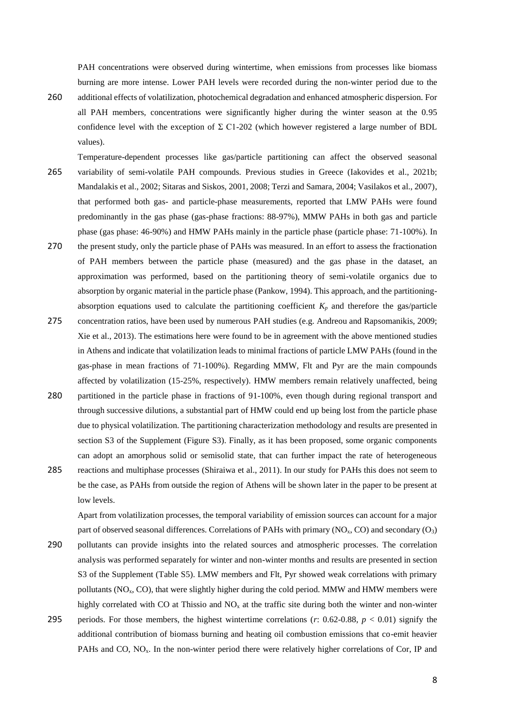PAH concentrations were observed during wintertime, when emissions from processes like biomass burning are more intense. Lower PAH levels were recorded during the non-winter period due to the additional effects of volatilization, photochemical degradation and enhanced atmospheric dispersion. For all PAH members, concentrations were significantly higher during the winter season at the 0.95 confidence level with the exception of Σ C1-202 (which however registered a large number of BDL values).

Temperature-dependent processes like gas/particle partitioning can affect the observed seasonal variability of semi-volatile PAH compounds. Previous studies in Greece (Iakovides et al., 2021b; Mandalakis et al., 2002; Sitaras and Siskos, 2001, 2008; Terzi and Samara, 2004; Vasilakos et al., 2007), that performed both gas- and particle-phase measurements, reported that LMW PAHs were found predominantly in the gas phase (gas-phase fractions: 88-97%), MMW PAHs in both gas and particle phase (gas phase: 46-90%) and HMW PAHs mainly in the particle phase (particle phase: 71-100%). In the present study, only the particle phase of PAHs was measured. In an effort to assess the fractionation of PAH members between the particle phase (measured) and the gas phase in the dataset, an approximation was performed, based on the partitioning theory of semi-volatile organics due to absorption by organic material in the particle phase (Pankow, 1994). This approach, and the partitioning-absorption equations used to calculate the partitioning coefficient $K_p$ and therefore the gas/particle concentration ratios, have been used by numerous PAH studies (e.g. Andreou and Rapsomanikis, 2009; Xie et al., 2013). The estimations here were found to be in agreement with the above mentioned studies in Athens and indicate that volatilization leads to minimal fractions of particle LMW PAHs (found in the gas-phase in mean fractions of 71-100%). Regarding MMW, Flt and Pyr are the main compounds affected by volatilization (15-25%, respectively). HMW members remain relatively unaffected, being partitioned in the particle phase in fractions of 91-100%, even though during regional transport and through successive dilutions, a substantial part of HMW could end up being lost from the particle phase due to physical volatilization. The partitioning characterization methodology and results are presented in section S3 of the Supplement (Figure S3). Finally, as it has been proposed, some organic components can adopt an amorphous solid or semisolid state, that can further impact the rate of heterogeneous reactions and multiphase processes (Shiraiwa et al., 2011). In our study for PAHs this does not seem to be the case, as PAHs from outside the region of Athens will be shown later in the paper to be present at low levels.

Apart from volatilization processes, the temporal variability of emission sources can account for a major part of observed seasonal differences. Correlations of PAHs with primary ($NO_x$, CO) and secondary ($O_3$) pollutants can provide insights into the related sources and atmospheric processes. The correlation analysis was performed separately for winter and non-winter months and results are presented in section S3 of the Supplement (Table S5). LMW members and Flt, Pyr showed weak correlations with primary pollutants ($NO_x$, CO), that were slightly higher during the cold period. MMW and HMW members were highly correlated with CO at Thissio and $NO_x$ at the traffic site during both the winter and non-winter periods. For those members, the highest wintertime correlations ($r$: 0.62-0.88, $p < 0.01$) signify the additional contribution of biomass burning and heating oil combustion emissions that co-emit heavier PAHs and CO, $NO_x$. In the non-winter period there were relatively higher correlations of Cor, IP and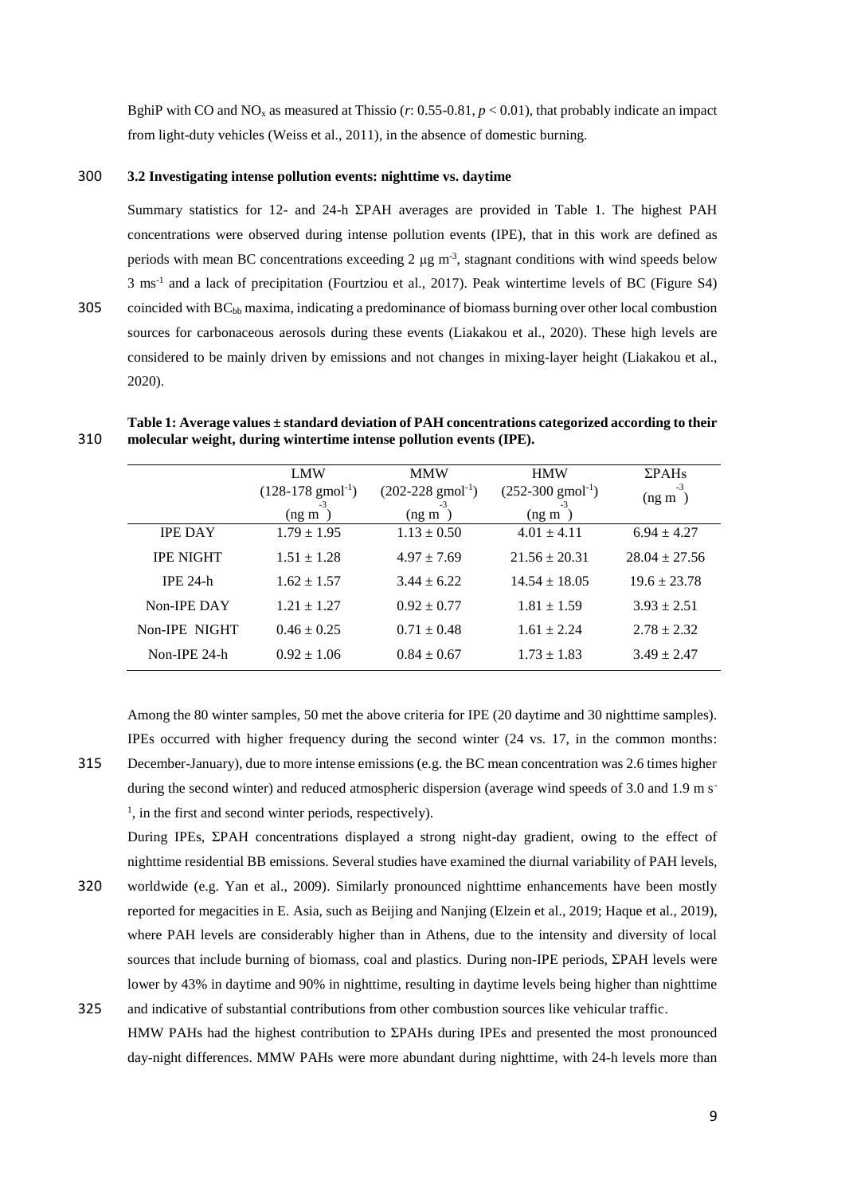BghiP with CO and $NO_x$ as measured at Thissio ($r$: 0.55-0.81, $p < 0.01$), that probably indicate an impact from light-duty vehicles (Weiss et al., 2011), in the absence of domestic burning.

### 3.2 Investigating intense pollution events: nighttime vs. daytime

Summary statistics for 12- and 24-h ΣPAH averages are provided in Table 1. The highest PAH concentrations were observed during intense pollution events (IPE), that in this work are defined as periods with mean BC concentrations exceeding 2 μg $m^{-3}$, stagnant conditions with wind speeds below 3 $ms^{-1}$ and a lack of precipitation (Fourtziou et al., 2017). Peak wintertime levels of BC (Figure S4) coincided with $BC_{bb}$ maxima, indicating a predominance of biomass burning over other local combustion sources for carbonaceous aerosols during these events (Liakakou et al., 2020). These high levels are considered to be mainly driven by emissions and not changes in mixing-layer height (Liakakou et al., 2020).

**Table 1: Average values ± standard deviation of PAH concentrations categorized according to their molecular weight, during wintertime intense pollution events (IPE).**

| | LMW (128-178 $gmol^{-1}$) (ng $m^{-3}$) | MMW (202-228 $gmol^{-1}$) (ng $m^{-3}$) | HMW (252-300 $gmol^{-1}$) (ng $m^{-3}$) | ΣPAHs (ng $m^{-3}$) |
|---|---|---|---|---|
| IPE DAY | 1.79 ± 1.95 | 1.13 ± 0.50 | 4.01 ± 4.11 | 6.94 ± 4.27 |
| IPE NIGHT | 1.51 ± 1.28 | 4.97 ± 7.69 | 21.56 ± 20.31 | 28.04 ± 27.56 |
| IPE 24-h | 1.62 ± 1.57 | 3.44 ± 6.22 | 14.54 ± 18.05 | 19.6 ± 23.78 |
| Non-IPE DAY | 1.21 ± 1.27 | 0.92 ± 0.77 | 1.81 ± 1.59 | 3.93 ± 2.51 |
| Non-IPE NIGHT | 0.46 ± 0.25 | 0.71 ± 0.48 | 1.61 ± 2.24 | 2.78 ± 2.32 |
| Non-IPE 24-h | 0.92 ± 1.06 | 0.84 ± 0.67 | 1.73 ± 1.83 | 3.49 ± 2.47 |

Among the 80 winter samples, 50 met the above criteria for IPE (20 daytime and 30 nighttime samples). IPEs occurred with higher frequency during the second winter (24 vs. 17, in the common months: December-January), due to more intense emissions (e.g. the BC mean concentration was 2.6 times higher during the second winter) and reduced atmospheric dispersion (average wind speeds of 3.0 and 1.9 m $s^{-1}$, in the first and second winter periods, respectively).

During IPEs, ΣPAH concentrations displayed a strong night-day gradient, owing to the effect of nighttime residential BB emissions. Several studies have examined the diurnal variability of PAH levels, worldwide (e.g. Yan et al., 2009). Similarly pronounced nighttime enhancements have been mostly reported for megacities in E. Asia, such as Beijing and Nanjing (Elzein et al., 2019; Haque et al., 2019), where PAH levels are considerably higher than in Athens, due to the intensity and diversity of local sources that include burning of biomass, coal and plastics. During non-IPE periods, ΣPAH levels were lower by 43% in daytime and 90% in nighttime, resulting in daytime levels being higher than nighttime and indicative of substantial contributions from other combustion sources like vehicular traffic.

HMW PAHs had the highest contribution to ΣPAHs during IPEs and presented the most pronounced day-night differences. MMW PAHs were more abundant during nighttime, with 24-h levels more than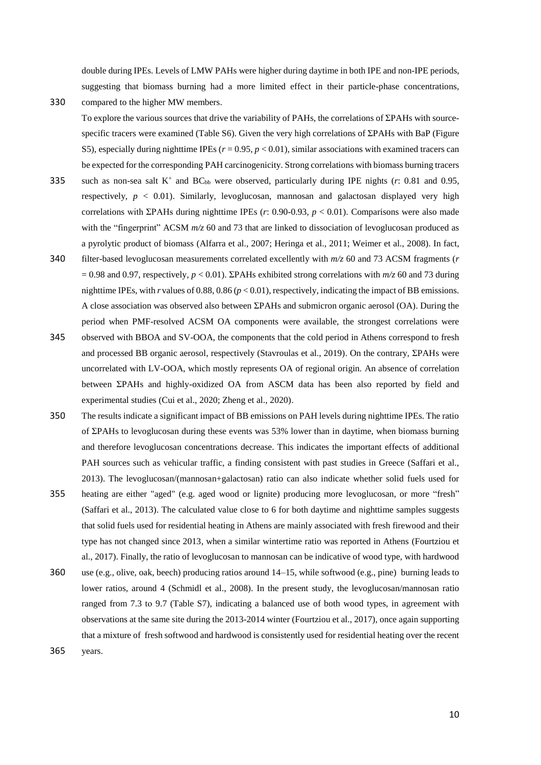double during IPEs. Levels of LMW PAHs were higher during daytime in both IPE and non-IPE periods, suggesting that biomass burning had a more limited effect in their particle-phase concentrations, compared to the higher MW members.

To explore the various sources that drive the variability of PAHs, the correlations of ΣPAHs with source-specific tracers were examined (Table S6). Given the very high correlations of ΣPAHs with BaP (Figure S5), especially during nighttime IPEs ($r = 0.95$, $p < 0.01$), similar associations with examined tracers can be expected for the corresponding PAH carcinogenicity. Strong correlations with biomass burning tracers such as non-sea salt $K^+$ and $BC_{bb}$ were observed, particularly during IPE nights ($r$: 0.81 and 0.95, respectively, $p < 0.01$). Similarly, levoglucosan, mannosan and galactosan displayed very high correlations with ΣPAHs during nighttime IPEs ($r$: 0.90-0.93, $p < 0.01$). Comparisons were also made with the "fingerprint" ACSM $m/z$ 60 and 73 that are linked to dissociation of levoglucosan produced as a pyrolytic product of biomass (Alfarra et al., 2007; Heringa et al., 2011; Weimer et al., 2008). In fact, filter-based levoglucosan measurements correlated excellently with $m/z$ 60 and 73 ACSM fragments ($r = 0.98$ and 0.97, respectively, $p < 0.01$). ΣPAHs exhibited strong correlations with $m/z$ 60 and 73 during nighttime IPEs, with $r$ values of 0.88, 0.86 ($p < 0.01$), respectively, indicating the impact of BB emissions. A close association was observed also between ΣPAHs and submicron organic aerosol (OA). During the period when PMF-resolved ACSM OA components were available, the strongest correlations were observed with BBOA and SV-OOA, the components that the cold period in Athens correspond to fresh and processed BB organic aerosol, respectively (Stavroulas et al., 2019). On the contrary, ΣPAHs were uncorrelated with LV-OOA, which mostly represents OA of regional origin. An absence of correlation between ΣPAHs and highly-oxidized OA from ASCM data has been also reported by field and experimental studies (Cui et al., 2020; Zheng et al., 2020).

The results indicate a significant impact of BB emissions on PAH levels during nighttime IPEs. The ratio of ΣPAHs to levoglucosan during these events was 53% lower than in daytime, when biomass burning and therefore levoglucosan concentrations decrease. This indicates the important effects of additional PAH sources such as vehicular traffic, a finding consistent with past studies in Greece (Saffari et al., 2013). The levoglucosan/(mannosan+galactosan) ratio can also indicate whether solid fuels used for heating are either "aged" (e.g. aged wood or lignite) producing more levoglucosan, or more "fresh" (Saffari et al., 2013). The calculated value close to 6 for both daytime and nighttime samples suggests that solid fuels used for residential heating in Athens are mainly associated with fresh firewood and their type has not changed since 2013, when a similar wintertime ratio was reported in Athens (Fourtziou et al., 2017). Finally, the ratio of levoglucosan to mannosan can be indicative of wood type, with hardwood use (e.g., olive, oak, beech) producing ratios around 14–15, while softwood (e.g., pine) burning leads to lower ratios, around 4 (Schmidl et al., 2008). In the present study, the levoglucosan/mannosan ratio ranged from 7.3 to 9.7 (Table S7), indicating a balanced use of both wood types, in agreement with observations at the same site during the 2013-2014 winter (Fourtziou et al., 2017), once again supporting that a mixture of fresh softwood and hardwood is consistently used for residential heating over the recent years.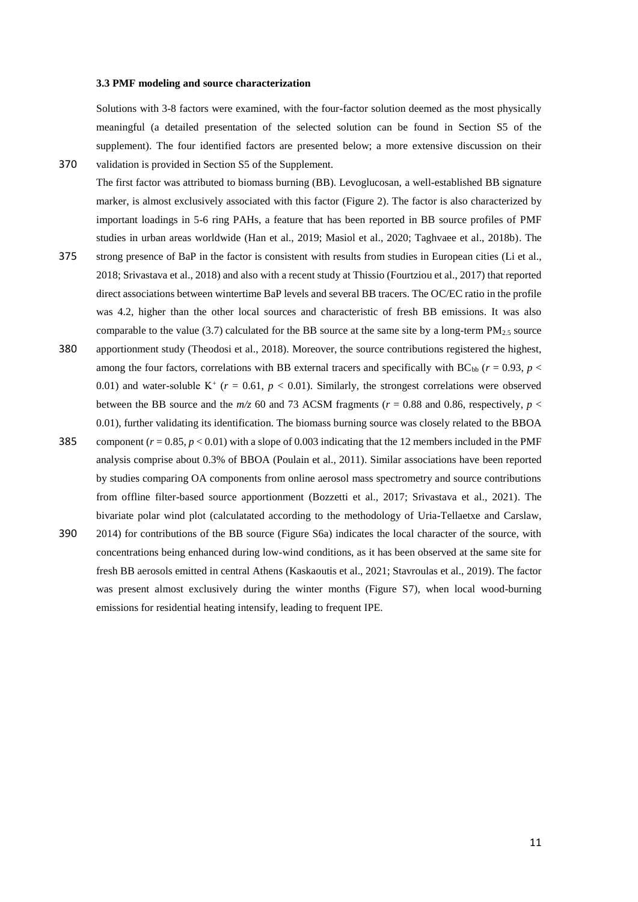### 3.3 PMF modeling and source characterization

Solutions with 3-8 factors were examined, with the four-factor solution deemed as the most physically meaningful (a detailed presentation of the selected solution can be found in Section S5 of the supplement). The four identified factors are presented below; a more extensive discussion on their validation is provided in Section S5 of the Supplement.

The first factor was attributed to biomass burning (BB). Levoglucosan, a well-established BB signature marker, is almost exclusively associated with this factor (Figure 2). The factor is also characterized by important loadings in 5-6 ring PAHs, a feature that has been reported in BB source profiles of PMF studies in urban areas worldwide (Han et al., 2019; Masiol et al., 2020; Taghvaee et al., 2018b). The strong presence of BaP in the factor is consistent with results from studies in European cities (Li et al., 2018; Srivastava et al., 2018) and also with a recent study at Thissio (Fourtziou et al., 2017) that reported direct associations between wintertime BaP levels and several BB tracers. The OC/EC ratio in the profile was 4.2, higher than the other local sources and characteristic of fresh BB emissions. It was also comparable to the value (3.7) calculated for the BB source at the same site by a long-term $PM_{2.5}$ source apportionment study (Theodosi et al., 2018). Moreover, the source contributions registered the highest, among the four factors, correlations with BB external tracers and specifically with $BC_{bb}$ ($r = 0.93$, $p < 0.01$) and water-soluble $K^+$ ($r = 0.61$, $p < 0.01$). Similarly, the strongest correlations were observed between the BB source and the $m/z$ 60 and 73 ACSM fragments ($r = 0.88$ and 0.86, respectively, $p < 0.01$), further validating its identification. The biomass burning source was closely related to the BBOA component ($r = 0.85$, $p < 0.01$) with a slope of 0.003 indicating that the 12 members included in the PMF analysis comprise about 0.3% of BBOA (Poulain et al., 2011). Similar associations have been reported by studies comparing OA components from online aerosol mass spectrometry and source contributions from offline filter-based source apportionment (Bozzetti et al., 2017; Srivastava et al., 2021). The bivariate polar wind plot (calculatated according to the methodology of Uria-Tellaetxe and Carslaw, 2014) for contributions of the BB source (Figure S6a) indicates the local character of the source, with concentrations being enhanced during low-wind conditions, as it has been observed at the same site for fresh BB aerosols emitted in central Athens (Kaskaoutis et al., 2021; Stavroulas et al., 2019). The factor was present almost exclusively during the winter months (Figure S7), when local wood-burning emissions for residential heating intensify, leading to frequent IPE.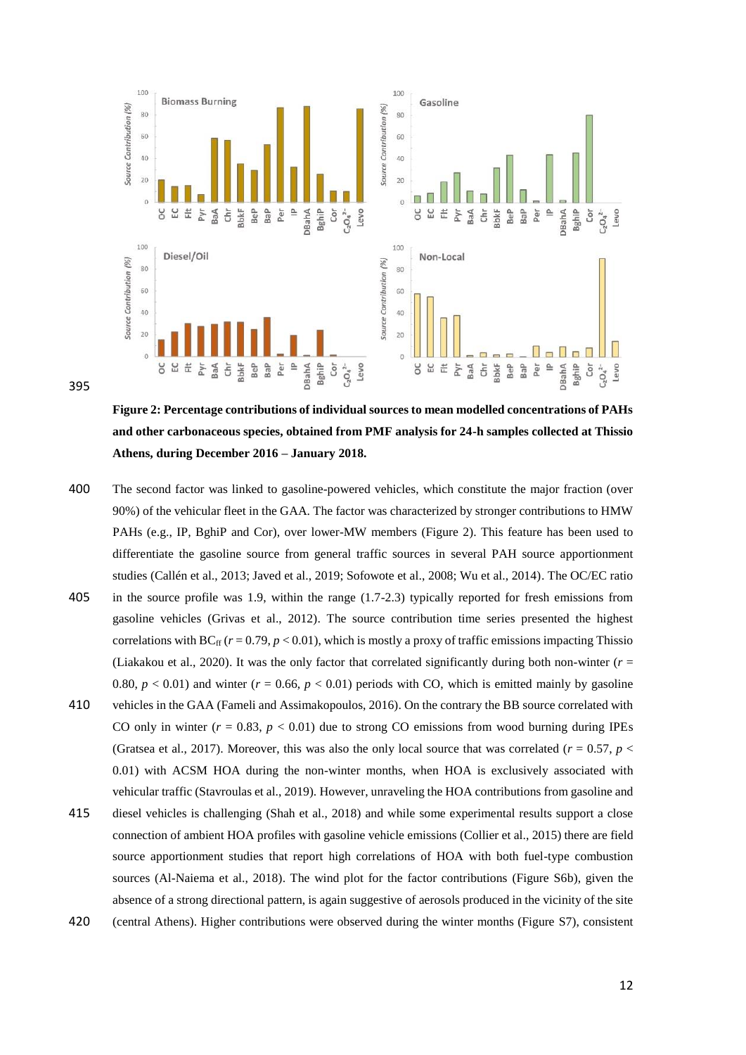**Figure 2: Percentage contributions of individual sources to mean modelled concentrations of PAHs and other carbonaceous species, obtained from PMF analysis for 24-h samples collected at Thissio Athens, during December 2016 – January 2018.**

The second factor was linked to gasoline-powered vehicles, which constitute the major fraction (over 90%) of the vehicular fleet in the GAA. The factor was characterized by stronger contributions to HMW PAHs (e.g., IP, BghiP and Cor), over lower-MW members (Figure 2). This feature has been used to differentiate the gasoline source from general traffic sources in several PAH source apportionment studies (Callén et al., 2013; Javed et al., 2019; Sofowote et al., 2008; Wu et al., 2014). The OC/EC ratio in the source profile was 1.9, within the range (1.7-2.3) typically reported for fresh emissions from gasoline vehicles (Grivas et al., 2012). The source contribution time series presented the highest correlations with $BC_{ff}$ ($r = 0.79$, $p < 0.01$), which is mostly a proxy of traffic emissions impacting Thissio (Liakakou et al., 2020). It was the only factor that correlated significantly during both non-winter ($r = 0.80$, $p < 0.01$) and winter ($r = 0.66$, $p < 0.01$) periods with CO, which is emitted mainly by gasoline vehicles in the GAA (Fameli and Assimakopoulos, 2016). On the contrary the BB source correlated with CO only in winter ($r = 0.83$, $p < 0.01$) due to strong CO emissions from wood burning during IPEs (Gratsea et al., 2017). Moreover, this was also the only local source that was correlated ($r = 0.57$, $p < 0.01$) with ACSM HOA during the non-winter months, when HOA is exclusively associated with vehicular traffic (Stavroulas et al., 2019). However, unraveling the HOA contributions from gasoline and diesel vehicles is challenging (Shah et al., 2018) and while some experimental results support a close connection of ambient HOA profiles with gasoline vehicle emissions (Collier et al., 2015) there are field source apportionment studies that report high correlations of HOA with both fuel-type combustion sources (Al-Naiema et al., 2018). The wind plot for the factor contributions (Figure S6b), given the absence of a strong directional pattern, is again suggestive of aerosols produced in the vicinity of the site (central Athens). Higher contributions were observed during the winter months (Figure S7), consistent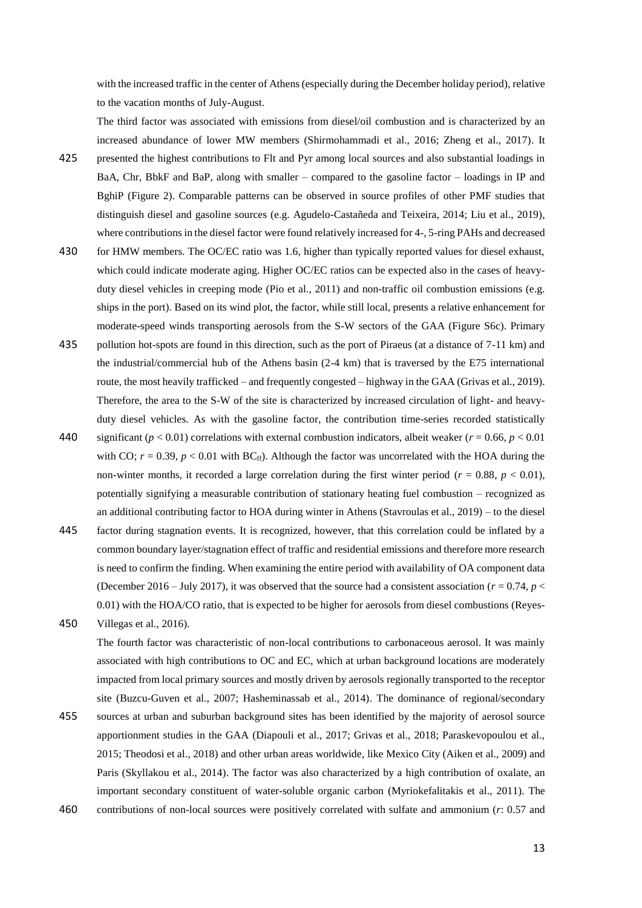with the increased traffic in the center of Athens (especially during the December holiday period), relative to the vacation months of July-August.

The third factor was associated with emissions from diesel/oil combustion and is characterized by an increased abundance of lower MW members (Shirmohammadi et al., 2016; Zheng et al., 2017). It presented the highest contributions to Flt and Pyr among local sources and also substantial loadings in BaA, Chr, BbkF and BaP, along with smaller – compared to the gasoline factor – loadings in IP and BghiP (Figure 2). Comparable patterns can be observed in source profiles of other PMF studies that distinguish diesel and gasoline sources (e.g. Agudelo-Castañeda and Teixeira, 2014; Liu et al., 2019), where contributions in the diesel factor were found relatively increased for 4-, 5-ring PAHs and decreased for HMW members. The OC/EC ratio was 1.6, higher than typically reported values for diesel exhaust, which could indicate moderate aging. Higher OC/EC ratios can be expected also in the cases of heavy-duty diesel vehicles in creeping mode (Pio et al., 2011) and non-traffic oil combustion emissions (e.g. ships in the port). Based on its wind plot, the factor, while still local, presents a relative enhancement for moderate-speed winds transporting aerosols from the S-W sectors of the GAA (Figure S6c). Primary pollution hot-spots are found in this direction, such as the port of Piraeus (at a distance of 7-11 km) and the industrial/commercial hub of the Athens basin (2-4 km) that is traversed by the E75 international route, the most heavily trafficked – and frequently congested – highway in the GAA (Grivas et al., 2019). Therefore, the area to the S-W of the site is characterized by increased circulation of light- and heavy-duty diesel vehicles. As with the gasoline factor, the contribution time-series recorded statistically significant ($p < 0.01$) correlations with external combustion indicators, albeit weaker ($r = 0.66$, $p < 0.01$ with CO; $r = 0.39$, $p < 0.01$ with $BC_{ff}$). Although the factor was uncorrelated with the HOA during the non-winter months, it recorded a large correlation during the first winter period ($r = 0.88$, $p < 0.01$), potentially signifying a measurable contribution of stationary heating fuel combustion – recognized as an additional contributing factor to HOA during winter in Athens (Stavroulas et al., 2019) – to the diesel factor during stagnation events. It is recognized, however, that this correlation could be inflated by a common boundary layer/stagnation effect of traffic and residential emissions and therefore more research is need to confirm the finding. When examining the entire period with availability of OA component data (December 2016 – July 2017), it was observed that the source had a consistent association ($r = 0.74$, $p < 0.01$) with the HOA/CO ratio, that is expected to be higher for aerosols from diesel combustions (Reyes-Villegas et al., 2016).

The fourth factor was characteristic of non-local contributions to carbonaceous aerosol. It was mainly associated with high contributions to OC and EC, which at urban background locations are moderately impacted from local primary sources and mostly driven by aerosols regionally transported to the receptor site (Buzcu-Guven et al., 2007; Hasheminassab et al., 2014). The dominance of regional/secondary sources at urban and suburban background sites has been identified by the majority of aerosol source apportionment studies in the GAA (Diapouli et al., 2017; Grivas et al., 2018; Paraskevopoulou et al., 2015; Theodosi et al., 2018) and other urban areas worldwide, like Mexico City (Aiken et al., 2009) and Paris (Skyllakou et al., 2014). The factor was also characterized by a high contribution of oxalate, an important secondary constituent of water-soluble organic carbon (Myriokefalitakis et al., 2011). The contributions of non-local sources were positively correlated with sulfate and ammonium ($r$: 0.57 and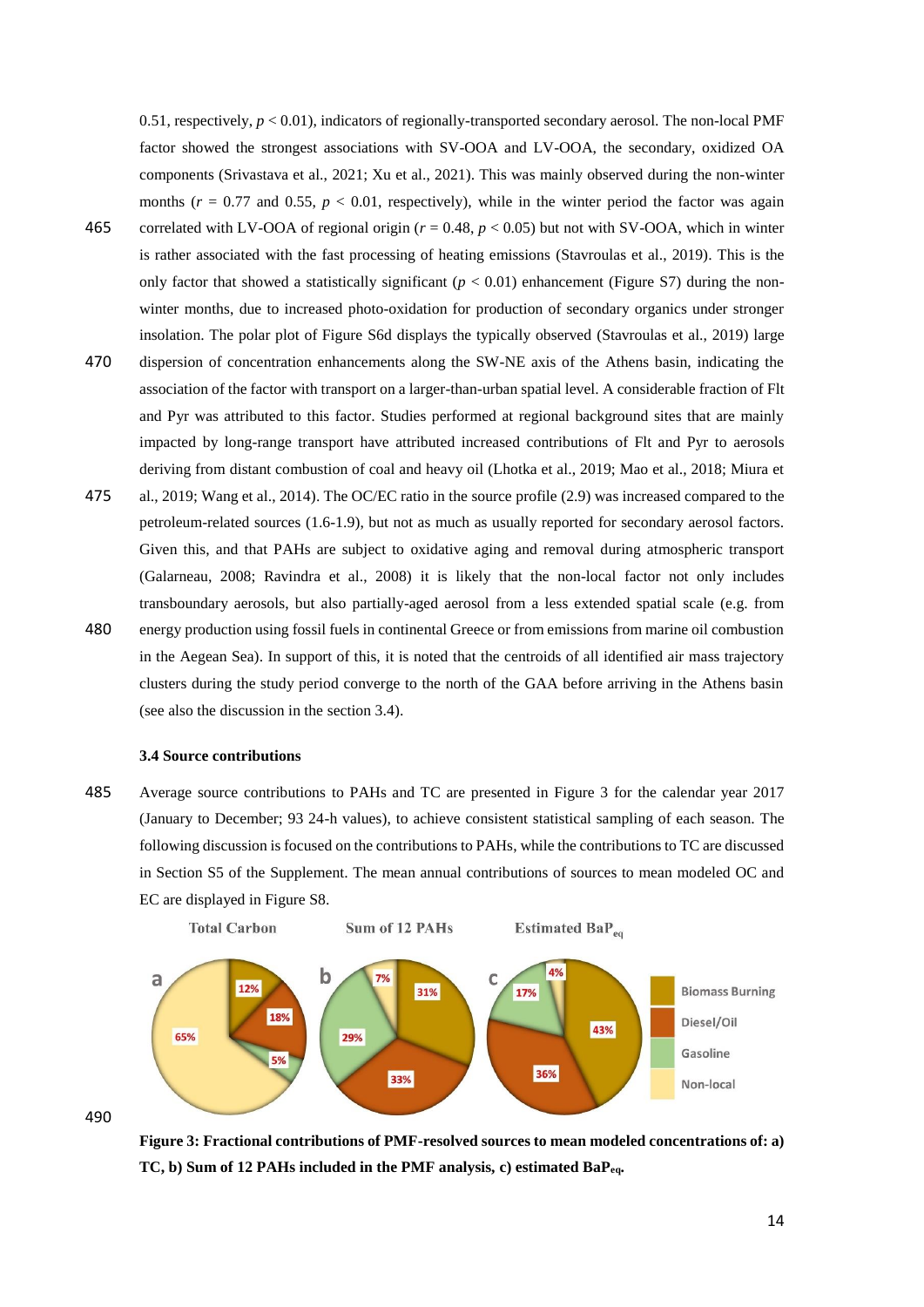0.51, respectively, $p < 0.01$), indicators of regionally-transported secondary aerosol. The non-local PMF factor showed the strongest associations with SV-OOA and LV-OOA, the secondary, oxidized OA components (Srivastava et al., 2021; Xu et al., 2021). This was mainly observed during the non-winter months ($r = 0.77$ and 0.55, $p < 0.01$, respectively), while in the winter period the factor was again correlated with LV-OOA of regional origin ($r = 0.48$, $p < 0.05$) but not with SV-OOA, which in winter is rather associated with the fast processing of heating emissions (Stavroulas et al., 2019). This is the only factor that showed a statistically significant ($p < 0.01$) enhancement (Figure S7) during the non-winter months, due to increased photo-oxidation for production of secondary organics under stronger insolation. The polar plot of Figure S6d displays the typically observed (Stavroulas et al., 2019) large dispersion of concentration enhancements along the SW-NE axis of the Athens basin, indicating the association of the factor with transport on a larger-than-urban spatial level. A considerable fraction of Flt and Pyr was attributed to this factor. Studies performed at regional background sites that are mainly impacted by long-range transport have attributed increased contributions of Flt and Pyr to aerosols deriving from distant combustion of coal and heavy oil (Lhotka et al., 2019; Mao et al., 2018; Miura et al., 2019; Wang et al., 2014). The OC/EC ratio in the source profile (2.9) was increased compared to the petroleum-related sources (1.6-1.9), but not as much as usually reported for secondary aerosol factors. Given this, and that PAHs are subject to oxidative aging and removal during atmospheric transport (Galarneau, 2008; Ravindra et al., 2008) it is likely that the non-local factor not only includes transboundary aerosols, but also partially-aged aerosol from a less extended spatial scale (e.g. from energy production using fossil fuels in continental Greece or from emissions from marine oil combustion in the Aegean Sea). In support of this, it is noted that the centroids of all identified air mass trajectory clusters during the study period converge to the north of the GAA before arriving in the Athens basin (see also the discussion in the section 3.4).

### 3.4 Source contributions

Average source contributions to PAHs and TC are presented in Figure 3 for the calendar year 2017 (January to December; 93 24-h values), to achieve consistent statistical sampling of each season. The following discussion is focused on the contributions to PAHs, while the contributions to TC are discussed in Section S5 of the Supplement. The mean annual contributions of sources to mean modeled OC and EC are displayed in Figure S8.

| Source | a) Total Carbon | b) Sum of 12 PAHs | c) Estimated $BaP_{eq}$ |
|---|---|---|---|
| Biomass Burning | 12% | 31% | 43% |
| Diesel/Oil | 18% | 33% | 36% |
| Gasoline | 5% | 29% | 17% |
| Non-local | 65% | 7% | 4% |

**Figure 3: Fractional contributions of PMF-resolved sources to mean modeled concentrations of: a) TC, b) Sum of 12 PAHs included in the PMF analysis, c) estimated $BaP_{eq}$.**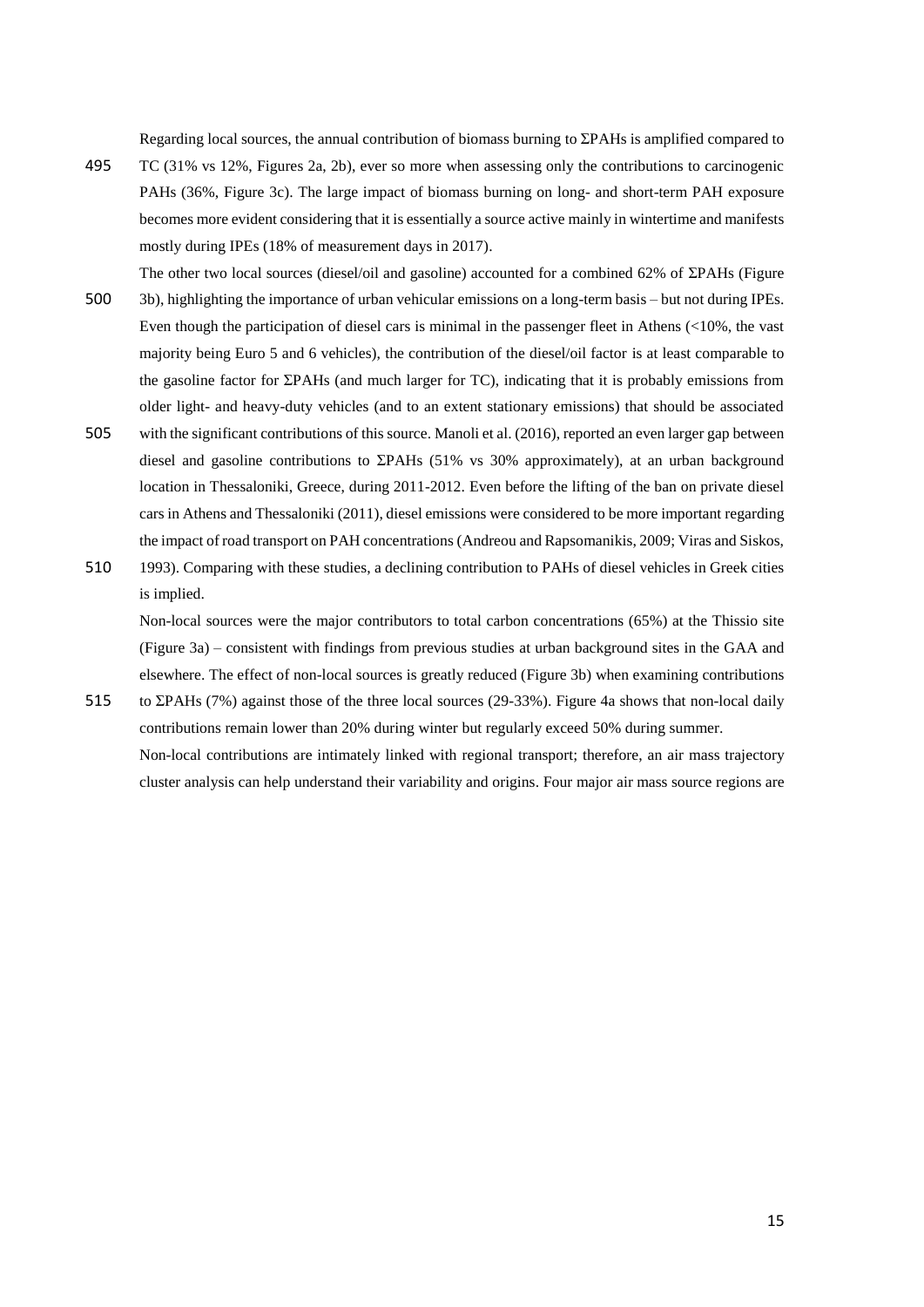Regarding local sources, the annual contribution of biomass burning to ΣPAHs is amplified compared to TC (31% vs 12%, Figures 2a, 2b), ever so more when assessing only the contributions to carcinogenic PAHs (36%, Figure 3c). The large impact of biomass burning on long- and short-term PAH exposure becomes more evident considering that it is essentially a source active mainly in wintertime and manifests mostly during IPEs (18% of measurement days in 2017).

The other two local sources (diesel/oil and gasoline) accounted for a combined 62% of ΣPAHs (Figure 3b), highlighting the importance of urban vehicular emissions on a long-term basis – but not during IPEs. Even though the participation of diesel cars is minimal in the passenger fleet in Athens (<10%, the vast majority being Euro 5 and 6 vehicles), the contribution of the diesel/oil factor is at least comparable to the gasoline factor for ΣPAHs (and much larger for TC), indicating that it is probably emissions from older light- and heavy-duty vehicles (and to an extent stationary emissions) that should be associated with the significant contributions of this source. Manoli et al. (2016), reported an even larger gap between diesel and gasoline contributions to ΣPAHs (51% vs 30% approximately), at an urban background location in Thessaloniki, Greece, during 2011-2012. Even before the lifting of the ban on private diesel cars in Athens and Thessaloniki (2011), diesel emissions were considered to be more important regarding the impact of road transport on PAH concentrations (Andreou and Rapsomanikis, 2009; Viras and Siskos, 1993). Comparing with these studies, a declining contribution to PAHs of diesel vehicles in Greek cities is implied.

Non-local sources were the major contributors to total carbon concentrations (65%) at the Thissio site (Figure 3a) – consistent with findings from previous studies at urban background sites in the GAA and elsewhere. The effect of non-local sources is greatly reduced (Figure 3b) when examining contributions to ΣPAHs (7%) against those of the three local sources (29-33%). Figure 4a shows that non-local daily contributions remain lower than 20% during winter but regularly exceed 50% during summer.

Non-local contributions are intimately linked with regional transport; therefore, an air mass trajectory cluster analysis can help understand their variability and origins. Four major air mass source regions are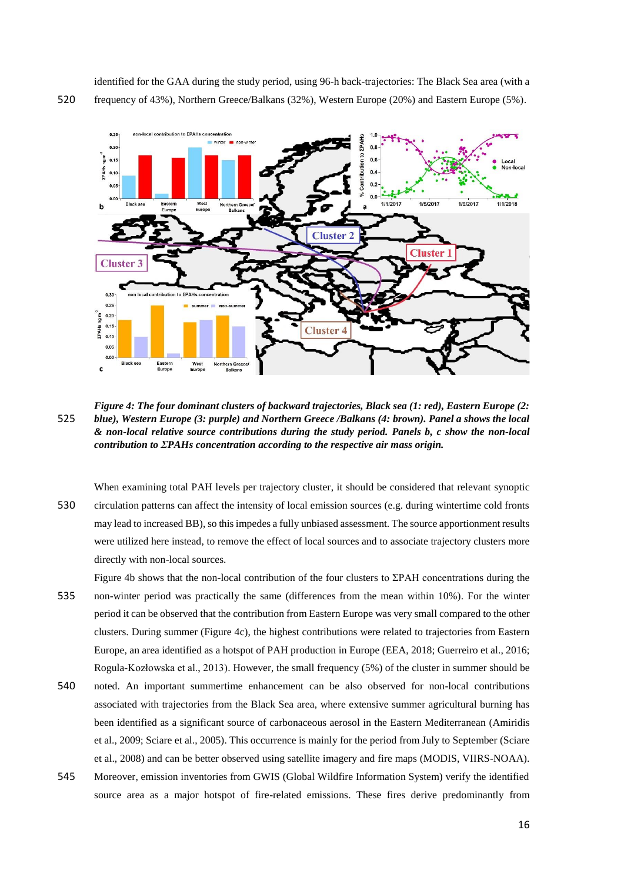identified for the GAA during the study period, using 96-h back-trajectories: The Black Sea area (with a frequency of 43%), Northern Greece/Balkans (32%), Western Europe (20%) and Eastern Europe (5%).

***Figure 4: The four dominant clusters of backward trajectories, Black sea (1: red), Eastern Europe (2: blue), Western Europe (3: purple) and Northern Greece /Balkans (4: brown). Panel a shows the local & non-local relative source contributions during the study period. Panels b, c show the non-local contribution to ΣPAHs concentration according to the respective air mass origin.***

When examining total PAH levels per trajectory cluster, it should be considered that relevant synoptic circulation patterns can affect the intensity of local emission sources (e.g. during wintertime cold fronts may lead to increased BB), so this impedes a fully unbiased assessment. The source apportionment results were utilized here instead, to remove the effect of local sources and to associate trajectory clusters more directly with non-local sources.

Figure 4b shows that the non-local contribution of the four clusters to ΣPAH concentrations during the non-winter period was practically the same (differences from the mean within 10%). For the winter period it can be observed that the contribution from Eastern Europe was very small compared to the other clusters. During summer (Figure 4c), the highest contributions were related to trajectories from Eastern Europe, an area identified as a hotspot of PAH production in Europe (EEA, 2018; Guerreiro et al., 2016; Rogula-Kozłowska et al., 2013). However, the small frequency (5%) of the cluster in summer should be noted. An important summertime enhancement can be also observed for non-local contributions associated with trajectories from the Black Sea area, where extensive summer agricultural burning has been identified as a significant source of carbonaceous aerosol in the Eastern Mediterranean (Amiridis et al., 2009; Sciare et al., 2005). This occurrence is mainly for the period from July to September (Sciare et al., 2008) and can be better observed using satellite imagery and fire maps (MODIS, VIIRS-NOAA). Moreover, emission inventories from GWIS (Global Wildfire Information System) verify the identified source area as a major hotspot of fire-related emissions. These fires derive predominantly from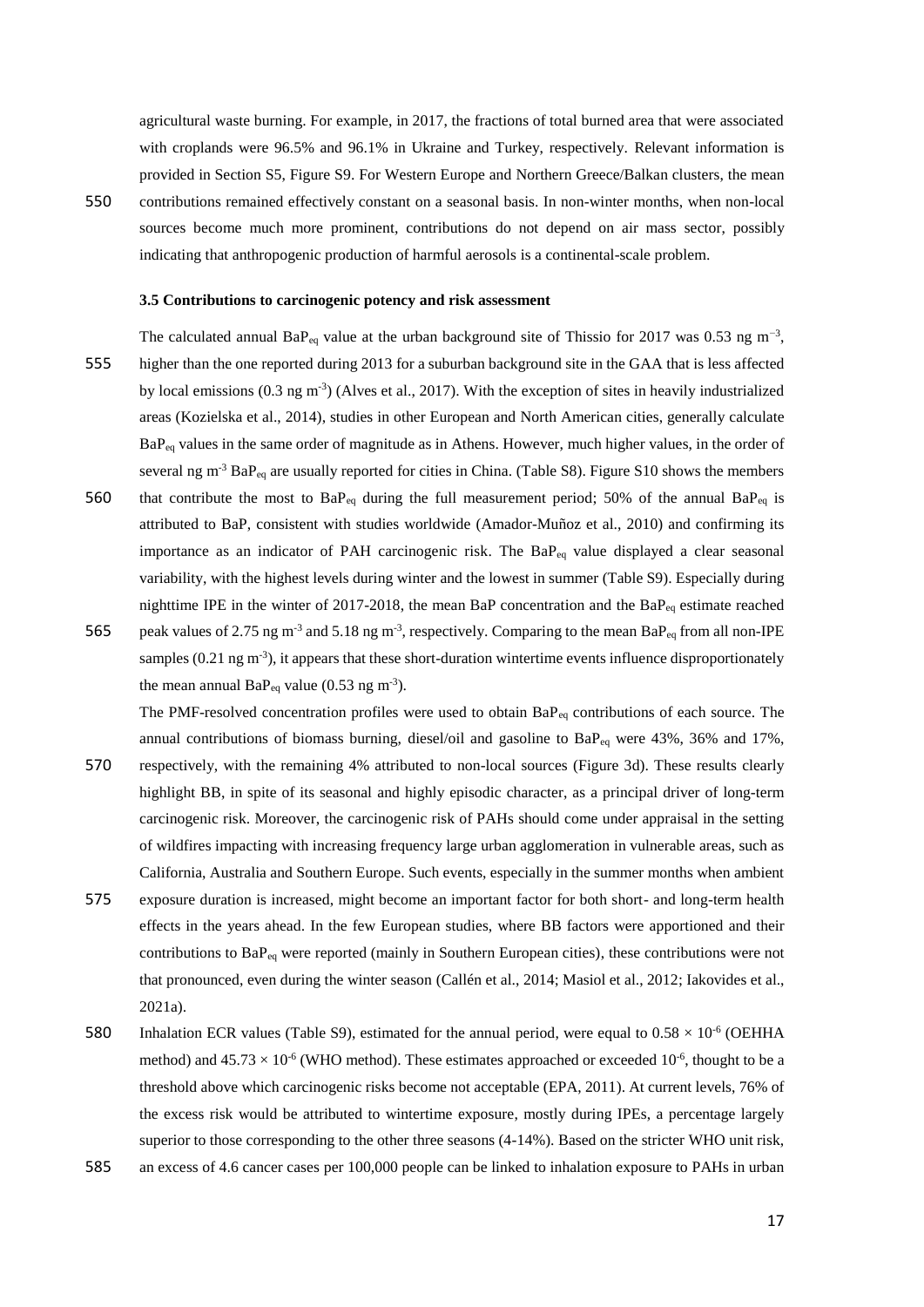agricultural waste burning. For example, in 2017, the fractions of total burned area that were associated with croplands were 96.5% and 96.1% in Ukraine and Turkey, respectively. Relevant information is provided in Section S5, Figure S9. For Western Europe and Northern Greece/Balkan clusters, the mean contributions remained effectively constant on a seasonal basis. In non-winter months, when non-local sources become much more prominent, contributions do not depend on air mass sector, possibly indicating that anthropogenic production of harmful aerosols is a continental-scale problem.

### 3.5 Contributions to carcinogenic potency and risk assessment

The calculated annual $BaP_{eq}$ value at the urban background site of Thissio for 2017 was 0.53 ng $m^{-3}$, higher than the one reported during 2013 for a suburban background site in the GAA that is less affected by local emissions (0.3 ng $m^{-3}$) (Alves et al., 2017). With the exception of sites in heavily industrialized areas (Kozielska et al., 2014), studies in other European and North American cities, generally calculate $BaP_{eq}$ values in the same order of magnitude as in Athens. However, much higher values, in the order of several ng $m^{-3}$ $BaP_{eq}$ are usually reported for cities in China. (Table S8). Figure S10 shows the members that contribute the most to $BaP_{eq}$ during the full measurement period; 50% of the annual $BaP_{eq}$ is attributed to BaP, consistent with studies worldwide (Amador-Muñoz et al., 2010) and confirming its importance as an indicator of PAH carcinogenic risk. The $BaP_{eq}$ value displayed a clear seasonal variability, with the highest levels during winter and the lowest in summer (Table S9). Especially during nighttime IPE in the winter of 2017-2018, the mean BaP concentration and the $BaP_{eq}$ estimate reached peak values of 2.75 ng $m^{-3}$ and 5.18 ng $m^{-3}$, respectively. Comparing to the mean $BaP_{eq}$ from all non-IPE samples (0.21 ng $m^{-3}$), it appears that these short-duration wintertime events influence disproportionately the mean annual $BaP_{eq}$ value (0.53 ng $m^{-3}$).

The PMF-resolved concentration profiles were used to obtain $BaP_{eq}$ contributions of each source. The annual contributions of biomass burning, diesel/oil and gasoline to $BaP_{eq}$ were 43%, 36% and 17%, respectively, with the remaining 4% attributed to non-local sources (Figure 3d). These results clearly highlight BB, in spite of its seasonal and highly episodic character, as a principal driver of long-term carcinogenic risk. Moreover, the carcinogenic risk of PAHs should come under appraisal in the setting of wildfires impacting with increasing frequency large urban agglomeration in vulnerable areas, such as California, Australia and Southern Europe. Such events, especially in the summer months when ambient exposure duration is increased, might become an important factor for both short- and long-term health effects in the years ahead. In the few European studies, where BB factors were apportioned and their contributions to $BaP_{eq}$ were reported (mainly in Southern European cities), these contributions were not that pronounced, even during the winter season (Callén et al., 2014; Masiol et al., 2012; Iakovides et al., 2021a).

Inhalation ECR values (Table S9), estimated for the annual period, were equal to $0.58 \times 10^{-6}$ (OEHHA method) and $45.73 \times 10^{-6}$ (WHO method). These estimates approached or exceeded $10^{-6}$, thought to be a threshold above which carcinogenic risks become not acceptable (EPA, 2011). At current levels, 76% of the excess risk would be attributed to wintertime exposure, mostly during IPEs, a percentage largely superior to those corresponding to the other three seasons (4-14%). Based on the stricter WHO unit risk, an excess of 4.6 cancer cases per 100,000 people can be linked to inhalation exposure to PAHs in urban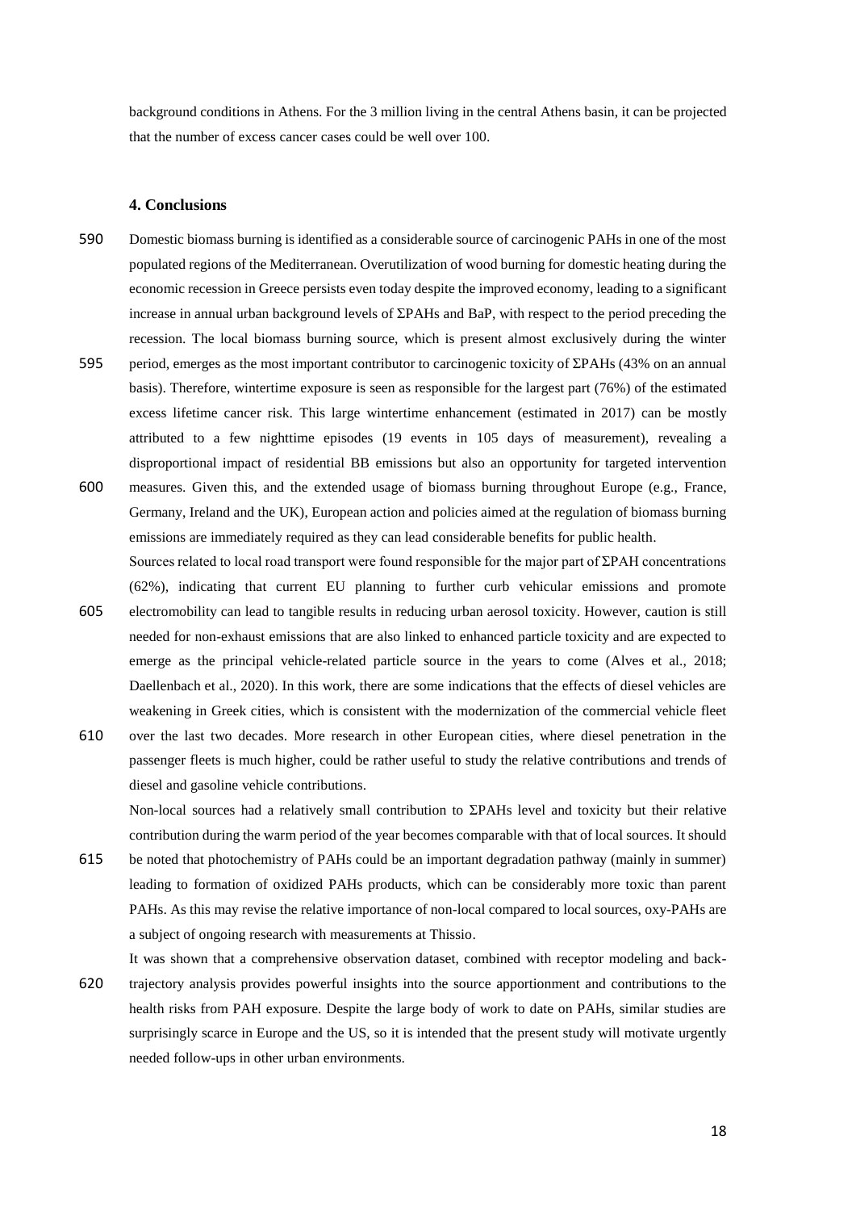background conditions in Athens. For the 3 million living in the central Athens basin, it can be projected that the number of excess cancer cases could be well over 100.

## 4. Conclusions

Domestic biomass burning is identified as a considerable source of carcinogenic PAHs in one of the most populated regions of the Mediterranean. Overutilization of wood burning for domestic heating during the economic recession in Greece persists even today despite the improved economy, leading to a significant increase in annual urban background levels of ΣPAHs and BaP, with respect to the period preceding the recession. The local biomass burning source, which is present almost exclusively during the winter period, emerges as the most important contributor to carcinogenic toxicity of ΣPAHs (43% on an annual basis). Therefore, wintertime exposure is seen as responsible for the largest part (76%) of the estimated excess lifetime cancer risk. This large wintertime enhancement (estimated in 2017) can be mostly attributed to a few nighttime episodes (19 events in 105 days of measurement), revealing a disproportional impact of residential BB emissions but also an opportunity for targeted intervention measures. Given this, and the extended usage of biomass burning throughout Europe (e.g., France, Germany, Ireland and the UK), European action and policies aimed at the regulation of biomass burning emissions are immediately required as they can lead considerable benefits for public health.

Sources related to local road transport were found responsible for the major part of ΣPAH concentrations (62%), indicating that current EU planning to further curb vehicular emissions and promote electromobility can lead to tangible results in reducing urban aerosol toxicity. However, caution is still needed for non-exhaust emissions that are also linked to enhanced particle toxicity and are expected to emerge as the principal vehicle-related particle source in the years to come (Alves et al., 2018; Daellenbach et al., 2020). In this work, there are some indications that the effects of diesel vehicles are weakening in Greek cities, which is consistent with the modernization of the commercial vehicle fleet over the last two decades. More research in other European cities, where diesel penetration in the passenger fleets is much higher, could be rather useful to study the relative contributions and trends of diesel and gasoline vehicle contributions.

Non-local sources had a relatively small contribution to ΣPAHs level and toxicity but their relative contribution during the warm period of the year becomes comparable with that of local sources. It should be noted that photochemistry of PAHs could be an important degradation pathway (mainly in summer) leading to formation of oxidized PAHs products, which can be considerably more toxic than parent PAHs. As this may revise the relative importance of non-local compared to local sources, oxy-PAHs are a subject of ongoing research with measurements at Thissio.

It was shown that a comprehensive observation dataset, combined with receptor modeling and back-trajectory analysis provides powerful insights into the source apportionment and contributions to the health risks from PAH exposure. Despite the large body of work to date on PAHs, similar studies are surprisingly scarce in Europe and the US, so it is intended that the present study will motivate urgently needed follow-ups in other urban environments.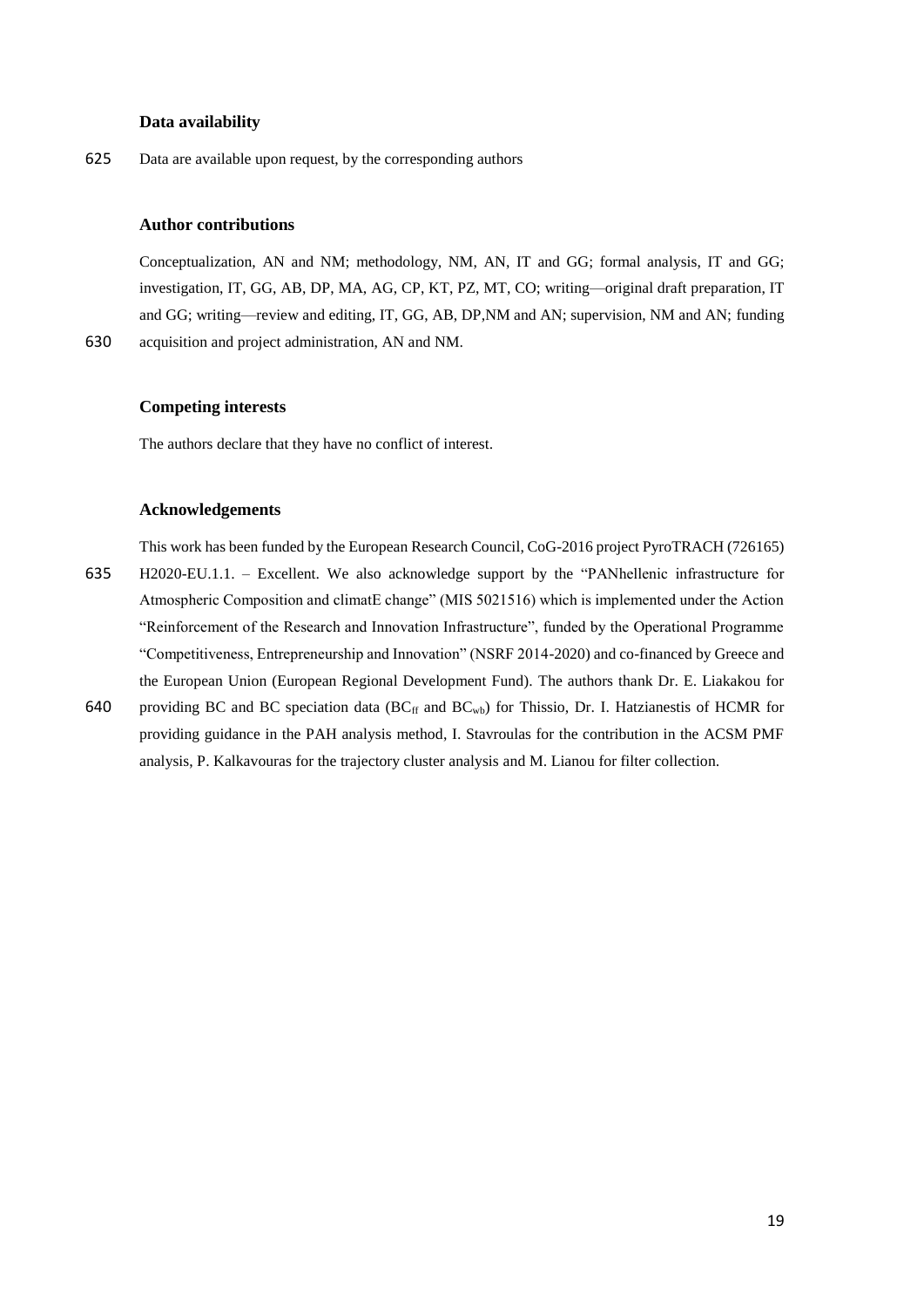### Data availability

Data are available upon request, by the corresponding authors

### Author contributions

Conceptualization, AN and NM; methodology, NM, AN, IT and GG; formal analysis, IT and GG; investigation, IT, GG, AB, DP, MA, AG, CP, KT, PZ, MT, CO; writing—original draft preparation, IT and GG; writing—review and editing, IT, GG, AB, DP,NM and AN; supervision, NM and AN; funding acquisition and project administration, AN and NM.

### Competing interests

The authors declare that they have no conflict of interest.

### Acknowledgements

This work has been funded by the European Research Council, CoG-2016 project PyroTRACH (726165) H2020-EU.1.1. – Excellent. We also acknowledge support by the "PANhellenic infrastructure for Atmospheric Composition and climatE change" (MIS 5021516) which is implemented under the Action "Reinforcement of the Research and Innovation Infrastructure", funded by the Operational Programme "Competitiveness, Entrepreneurship and Innovation" (NSRF 2014-2020) and co-financed by Greece and the European Union (European Regional Development Fund). The authors thank Dr. E. Liakakou for providing BC and BC speciation data ($BC_{ff}$ and $BC_{wb}$) for Thissio, Dr. I. Hatzianestis of HCMR for providing guidance in the PAH analysis method, I. Stavroulas for the contribution in the ACSM PMF analysis, P. Kalkavouras for the trajectory cluster analysis and M. Lianou for filter collection.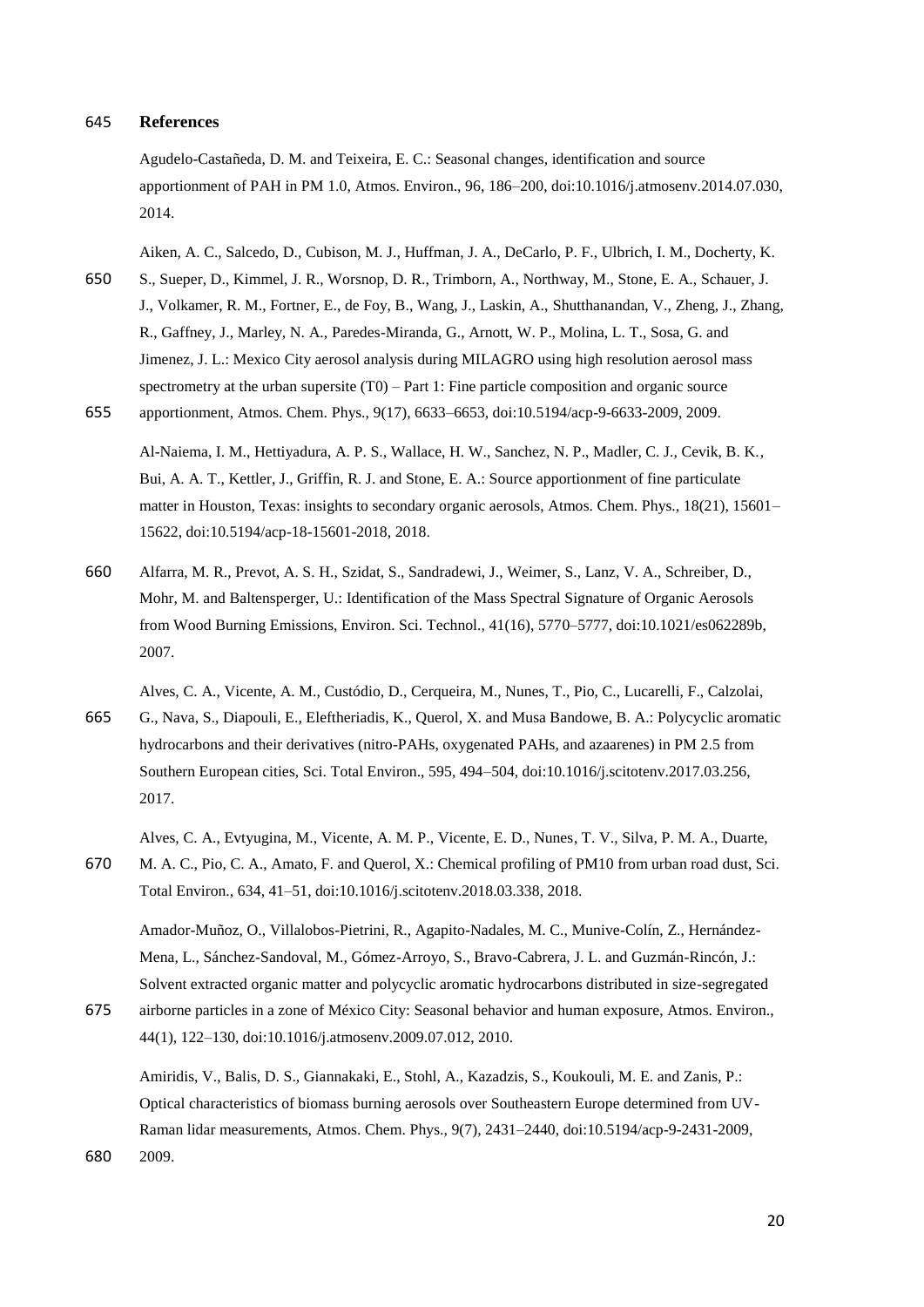# References

Agudelo-Castañeda, D. M. and Teixeira, E. C.: Seasonal changes, identification and source apportionment of PAH in PM 1.0, Atmos. Environ., 96, 186–200, doi:10.1016/j.atmosenv.2014.07.030, 2014.

Aiken, A. C., Salcedo, D., Cubison, M. J., Huffman, J. A., DeCarlo, P. F., Ulbrich, I. M., Docherty, K. S., Sueper, D., Kimmel, J. R., Worsnop, D. R., Trimborn, A., Northway, M., Stone, E. A., Schauer, J. J., Volkamer, R. M., Fortner, E., de Foy, B., Wang, J., Laskin, A., Shutthanandan, V., Zheng, J., Zhang, R., Gaffney, J., Marley, N. A., Paredes-Miranda, G., Arnott, W. P., Molina, L. T., Sosa, G. and Jimenez, J. L.: Mexico City aerosol analysis during MILAGRO using high resolution aerosol mass spectrometry at the urban supersite (T0) – Part 1: Fine particle composition and organic source apportionment, Atmos. Chem. Phys., 9(17), 6633–6653, doi:10.5194/acp-9-6633-2009, 2009.

Al-Naiema, I. M., Hettiyadura, A. P. S., Wallace, H. W., Sanchez, N. P., Madler, C. J., Cevik, B. K., Bui, A. A. T., Kettler, J., Griffin, R. J. and Stone, E. A.: Source apportionment of fine particulate matter in Houston, Texas: insights to secondary organic aerosols, Atmos. Chem. Phys., 18(21), 15601–15622, doi:10.5194/acp-18-15601-2018, 2018.

Alfarra, M. R., Prevot, A. S. H., Szidat, S., Sandradewi, J., Weimer, S., Lanz, V. A., Schreiber, D., Mohr, M. and Baltensperger, U.: Identification of the Mass Spectral Signature of Organic Aerosols from Wood Burning Emissions, Environ. Sci. Technol., 41(16), 5770–5777, doi:10.1021/es062289b, 2007.

Alves, C. A., Vicente, A. M., Custódio, D., Cerqueira, M., Nunes, T., Pio, C., Lucarelli, F., Calzolai, G., Nava, S., Diapouli, E., Eleftheriadis, K., Querol, X. and Musa Bandowe, B. A.: Polycyclic aromatic hydrocarbons and their derivatives (nitro-PAHs, oxygenated PAHs, and azaarenes) in PM 2.5 from Southern European cities, Sci. Total Environ., 595, 494–504, doi:10.1016/j.scitotenv.2017.03.256, 2017.

Alves, C. A., Evtyugina, M., Vicente, A. M. P., Vicente, E. D., Nunes, T. V., Silva, P. M. A., Duarte, M. A. C., Pio, C. A., Amato, F. and Querol, X.: Chemical profiling of PM10 from urban road dust, Sci. Total Environ., 634, 41–51, doi:10.1016/j.scitotenv.2018.03.338, 2018.

Amador-Muñoz, O., Villalobos-Pietrini, R., Agapito-Nadales, M. C., Munive-Colín, Z., Hernández-Mena, L., Sánchez-Sandoval, M., Gómez-Arroyo, S., Bravo-Cabrera, J. L. and Guzmán-Rincón, J.: Solvent extracted organic matter and polycyclic aromatic hydrocarbons distributed in size-segregated airborne particles in a zone of México City: Seasonal behavior and human exposure, Atmos. Environ., 44(1), 122–130, doi:10.1016/j.atmosenv.2009.07.012, 2010.

Amiridis, V., Balis, D. S., Giannakaki, E., Stohl, A., Kazadzis, S., Koukouli, M. E. and Zanis, P.: Optical characteristics of biomass burning aerosols over Southeastern Europe determined from UV-Raman lidar measurements, Atmos. Chem. Phys., 9(7), 2431–2440, doi:10.5194/acp-9-2431-2009, 2009.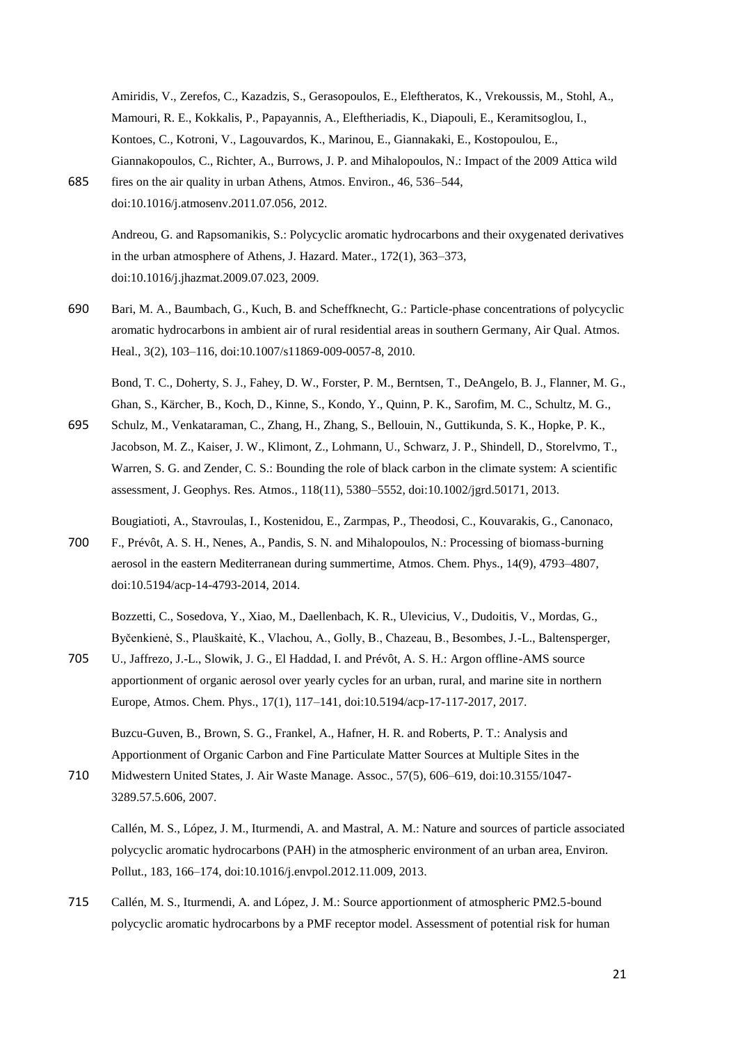Amiridis, V., Zerefos, C., Kazadzis, S., Gerasopoulos, E., Eleftheratos, K., Vrekoussis, M., Stohl, A., Mamouri, R. E., Kokkalis, P., Papayannis, A., Eleftheriadis, K., Diapouli, E., Keramitsoglou, I., Kontoes, C., Kotroni, V., Lagouvardos, K., Marinou, E., Giannakaki, E., Kostopoulou, E., Giannakopoulos, C., Richter, A., Burrows, J. P. and Mihalopoulos, N.: Impact of the 2009 Attica wild fires on the air quality in urban Athens, Atmos. Environ., 46, 536–544, doi:10.1016/j.atmosenv.2011.07.056, 2012.

Andreou, G. and Rapsomanikis, S.: Polycyclic aromatic hydrocarbons and their oxygenated derivatives in the urban atmosphere of Athens, J. Hazard. Mater., 172(1), 363–373, doi:10.1016/j.jhazmat.2009.07.023, 2009.

Bari, M. A., Baumbach, G., Kuch, B. and Scheffknecht, G.: Particle-phase concentrations of polycyclic aromatic hydrocarbons in ambient air of rural residential areas in southern Germany, Air Qual. Atmos. Heal., 3(2), 103–116, doi:10.1007/s11869-009-0057-8, 2010.

Bond, T. C., Doherty, S. J., Fahey, D. W., Forster, P. M., Berntsen, T., DeAngelo, B. J., Flanner, M. G., Ghan, S., Kärcher, B., Koch, D., Kinne, S., Kondo, Y., Quinn, P. K., Sarofim, M. C., Schultz, M. G., Schulz, M., Venkataraman, C., Zhang, H., Zhang, S., Bellouin, N., Guttikunda, S. K., Hopke, P. K., Jacobson, M. Z., Kaiser, J. W., Klimont, Z., Lohmann, U., Schwarz, J. P., Shindell, D., Storelvmo, T., Warren, S. G. and Zender, C. S.: Bounding the role of black carbon in the climate system: A scientific assessment, J. Geophys. Res. Atmos., 118(11), 5380–5552, doi:10.1002/jgrd.50171, 2013.

Bougiatioti, A., Stavroulas, I., Kostenidou, E., Zarmpas, P., Theodosi, C., Kouvarakis, G., Canonaco, F., Prévôt, A. S. H., Nenes, A., Pandis, S. N. and Mihalopoulos, N.: Processing of biomass-burning aerosol in the eastern Mediterranean during summertime, Atmos. Chem. Phys., 14(9), 4793–4807, doi:10.5194/acp-14-4793-2014, 2014.

Bozzetti, C., Sosedova, Y., Xiao, M., Daellenbach, K. R., Ulevicius, V., Dudoitis, V., Mordas, G., Byčenkienė, S., Plauškaitė, K., Vlachou, A., Golly, B., Chazeau, B., Besombes, J.-L., Baltensperger, U., Jaffrezo, J.-L., Slowik, J. G., El Haddad, I. and Prévôt, A. S. H.: Argon offline-AMS source apportionment of organic aerosol over yearly cycles for an urban, rural, and marine site in northern Europe, Atmos. Chem. Phys., 17(1), 117–141, doi:10.5194/acp-17-117-2017, 2017.

Buzcu-Guven, B., Brown, S. G., Frankel, A., Hafner, H. R. and Roberts, P. T.: Analysis and Apportionment of Organic Carbon and Fine Particulate Matter Sources at Multiple Sites in the Midwestern United States, J. Air Waste Manage. Assoc., 57(5), 606–619, doi:10.3155/1047-3289.57.5.606, 2007.

Callén, M. S., López, J. M., Iturmendi, A. and Mastral, A. M.: Nature and sources of particle associated polycyclic aromatic hydrocarbons (PAH) in the atmospheric environment of an urban area, Environ. Pollut., 183, 166–174, doi:10.1016/j.envpol.2012.11.009, 2013.

Callén, M. S., Iturmendi, A. and López, J. M.: Source apportionment of atmospheric PM2.5-bound polycyclic aromatic hydrocarbons by a PMF receptor model. Assessment of potential risk for human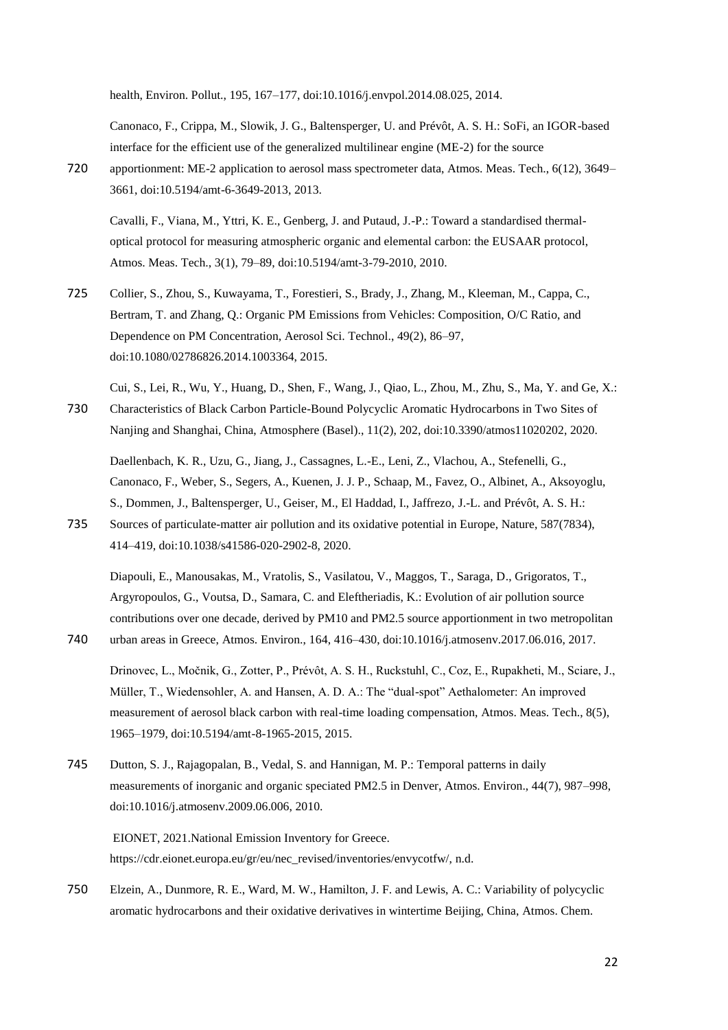health, Environ. Pollut., 195, 167–177, doi:10.1016/j.envpol.2014.08.025, 2014.

Canonaco, F., Crippa, M., Slowik, J. G., Baltensperger, U. and Prévôt, A. S. H.: SoFi, an IGOR-based interface for the efficient use of the generalized multilinear engine (ME-2) for the source apportionment: ME-2 application to aerosol mass spectrometer data, Atmos. Meas. Tech., 6(12), 3649–3661, doi:10.5194/amt-6-3649-2013, 2013.

Cavalli, F., Viana, M., Yttri, K. E., Genberg, J. and Putaud, J.-P.: Toward a standardised thermal-optical protocol for measuring atmospheric organic and elemental carbon: the EUSAAR protocol, Atmos. Meas. Tech., 3(1), 79–89, doi:10.5194/amt-3-79-2010, 2010.

Collier, S., Zhou, S., Kuwayama, T., Forestieri, S., Brady, J., Zhang, M., Kleeman, M., Cappa, C., Bertram, T. and Zhang, Q.: Organic PM Emissions from Vehicles: Composition, O/C Ratio, and Dependence on PM Concentration, Aerosol Sci. Technol., 49(2), 86–97, doi:10.1080/02786826.2014.1003364, 2015.

Cui, S., Lei, R., Wu, Y., Huang, D., Shen, F., Wang, J., Qiao, L., Zhou, M., Zhu, S., Ma, Y. and Ge, X.: Characteristics of Black Carbon Particle-Bound Polycyclic Aromatic Hydrocarbons in Two Sites of Nanjing and Shanghai, China, Atmosphere (Basel)., 11(2), 202, doi:10.3390/atmos11020202, 2020.

Daellenbach, K. R., Uzu, G., Jiang, J., Cassagnes, L.-E., Leni, Z., Vlachou, A., Stefenelli, G., Canonaco, F., Weber, S., Segers, A., Kuenen, J. J. P., Schaap, M., Favez, O., Albinet, A., Aksoyoglu, S., Dommen, J., Baltensperger, U., Geiser, M., El Haddad, I., Jaffrezo, J.-L. and Prévôt, A. S. H.: Sources of particulate-matter air pollution and its oxidative potential in Europe, Nature, 587(7834), 414–419, doi:10.1038/s41586-020-2902-8, 2020.

Diapouli, E., Manousakas, M., Vratolis, S., Vasilatou, V., Maggos, T., Saraga, D., Grigoratos, T., Argyropoulos, G., Voutsa, D., Samara, C. and Eleftheriadis, K.: Evolution of air pollution source contributions over one decade, derived by PM10 and PM2.5 source apportionment in two metropolitan urban areas in Greece, Atmos. Environ., 164, 416–430, doi:10.1016/j.atmosenv.2017.06.016, 2017.

Drinovec, L., Močnik, G., Zotter, P., Prévôt, A. S. H., Ruckstuhl, C., Coz, E., Rupakheti, M., Sciare, J., Müller, T., Wiedensohler, A. and Hansen, A. D. A.: The "dual-spot" Aethalometer: An improved measurement of aerosol black carbon with real-time loading compensation, Atmos. Meas. Tech., 8(5), 1965–1979, doi:10.5194/amt-8-1965-2015, 2015.

Dutton, S. J., Rajagopalan, B., Vedal, S. and Hannigan, M. P.: Temporal patterns in daily measurements of inorganic and organic speciated PM2.5 in Denver, Atmos. Environ., 44(7), 987–998, doi:10.1016/j.atmosenv.2009.06.006, 2010.

EIONET, 2021.National Emission Inventory for Greece. https://cdr.eionet.europa.eu/gr/eu/nec_revised/inventories/envycotfw/, n.d.

Elzein, A., Dunmore, R. E., Ward, M. W., Hamilton, J. F. and Lewis, A. C.: Variability of polycyclic aromatic hydrocarbons and their oxidative derivatives in wintertime Beijing, China, Atmos. Chem.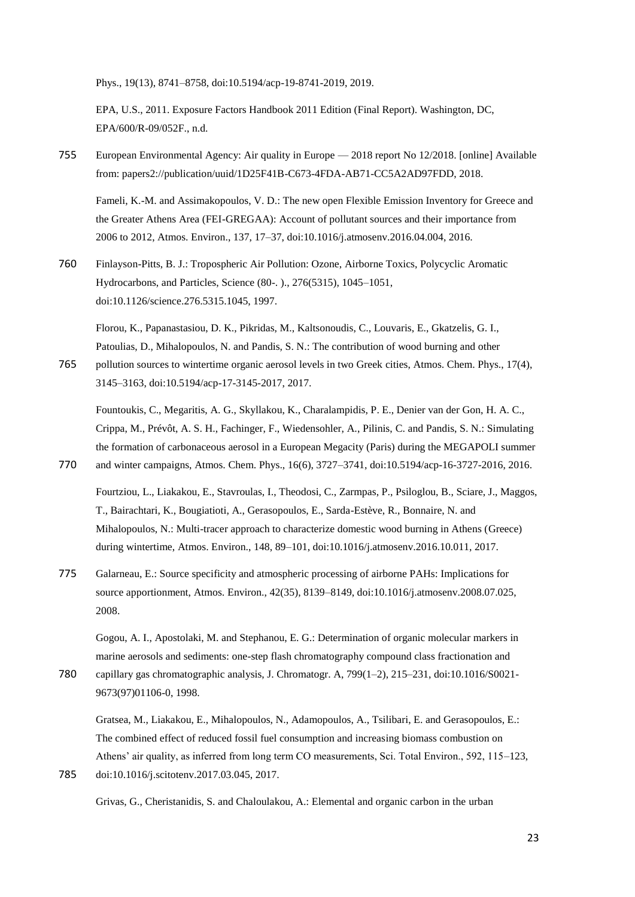Phys., 19(13), 8741–8758, doi:10.5194/acp-19-8741-2019, 2019.

EPA, U.S., 2011. Exposure Factors Handbook 2011 Edition (Final Report). Washington, DC, EPA/600/R-09/052F., n.d.

European Environmental Agency: Air quality in Europe — 2018 report No 12/2018. [online] Available from: papers2://publication/uuid/1D25F41B-C673-4FDA-AB71-CC5A2AD97FDD, 2018.

Fameli, K.-M. and Assimakopoulos, V. D.: The new open Flexible Emission Inventory for Greece and the Greater Athens Area (FEI-GREGAA): Account of pollutant sources and their importance from 2006 to 2012, Atmos. Environ., 137, 17–37, doi:10.1016/j.atmosenv.2016.04.004, 2016.

Finlayson-Pitts, B. J.: Tropospheric Air Pollution: Ozone, Airborne Toxics, Polycyclic Aromatic Hydrocarbons, and Particles, Science (80-. )., 276(5315), 1045–1051, doi:10.1126/science.276.5315.1045, 1997.

Florou, K., Papanastasiou, D. K., Pikridas, M., Kaltsonoudis, C., Louvaris, E., Gkatzelis, G. I., Patoulias, D., Mihalopoulos, N. and Pandis, S. N.: The contribution of wood burning and other pollution sources to wintertime organic aerosol levels in two Greek cities, Atmos. Chem. Phys., 17(4), 3145–3163, doi:10.5194/acp-17-3145-2017, 2017.

Fountoukis, C., Megaritis, A. G., Skyllakou, K., Charalampidis, P. E., Denier van der Gon, H. A. C., Crippa, M., Prévôt, A. S. H., Fachinger, F., Wiedensohler, A., Pilinis, C. and Pandis, S. N.: Simulating the formation of carbonaceous aerosol in a European Megacity (Paris) during the MEGAPOLI summer and winter campaigns, Atmos. Chem. Phys., 16(6), 3727–3741, doi:10.5194/acp-16-3727-2016, 2016.

Fourtziou, L., Liakakou, E., Stavroulas, I., Theodosi, C., Zarmpas, P., Psiloglou, B., Sciare, J., Maggos, T., Bairachtari, K., Bougiatioti, A., Gerasopoulos, E., Sarda-Estève, R., Bonnaire, N. and Mihalopoulos, N.: Multi-tracer approach to characterize domestic wood burning in Athens (Greece) during wintertime, Atmos. Environ., 148, 89–101, doi:10.1016/j.atmosenv.2016.10.011, 2017.

Galarneau, E.: Source specificity and atmospheric processing of airborne PAHs: Implications for source apportionment, Atmos. Environ., 42(35), 8139–8149, doi:10.1016/j.atmosenv.2008.07.025, 2008.

Gogou, A. I., Apostolaki, M. and Stephanou, E. G.: Determination of organic molecular markers in marine aerosols and sediments: one-step flash chromatography compound class fractionation and capillary gas chromatographic analysis, J. Chromatogr. A, 799(1–2), 215–231, doi:10.1016/S0021-9673(97)01106-0, 1998.

Gratsea, M., Liakakou, E., Mihalopoulos, N., Adamopoulos, A., Tsilibari, E. and Gerasopoulos, E.: The combined effect of reduced fossil fuel consumption and increasing biomass combustion on Athens' air quality, as inferred from long term CO measurements, Sci. Total Environ., 592, 115–123, doi:10.1016/j.scitotenv.2017.03.045, 2017.

Grivas, G., Cheristanidis, S. and Chaloulakou, A.: Elemental and organic carbon in the urban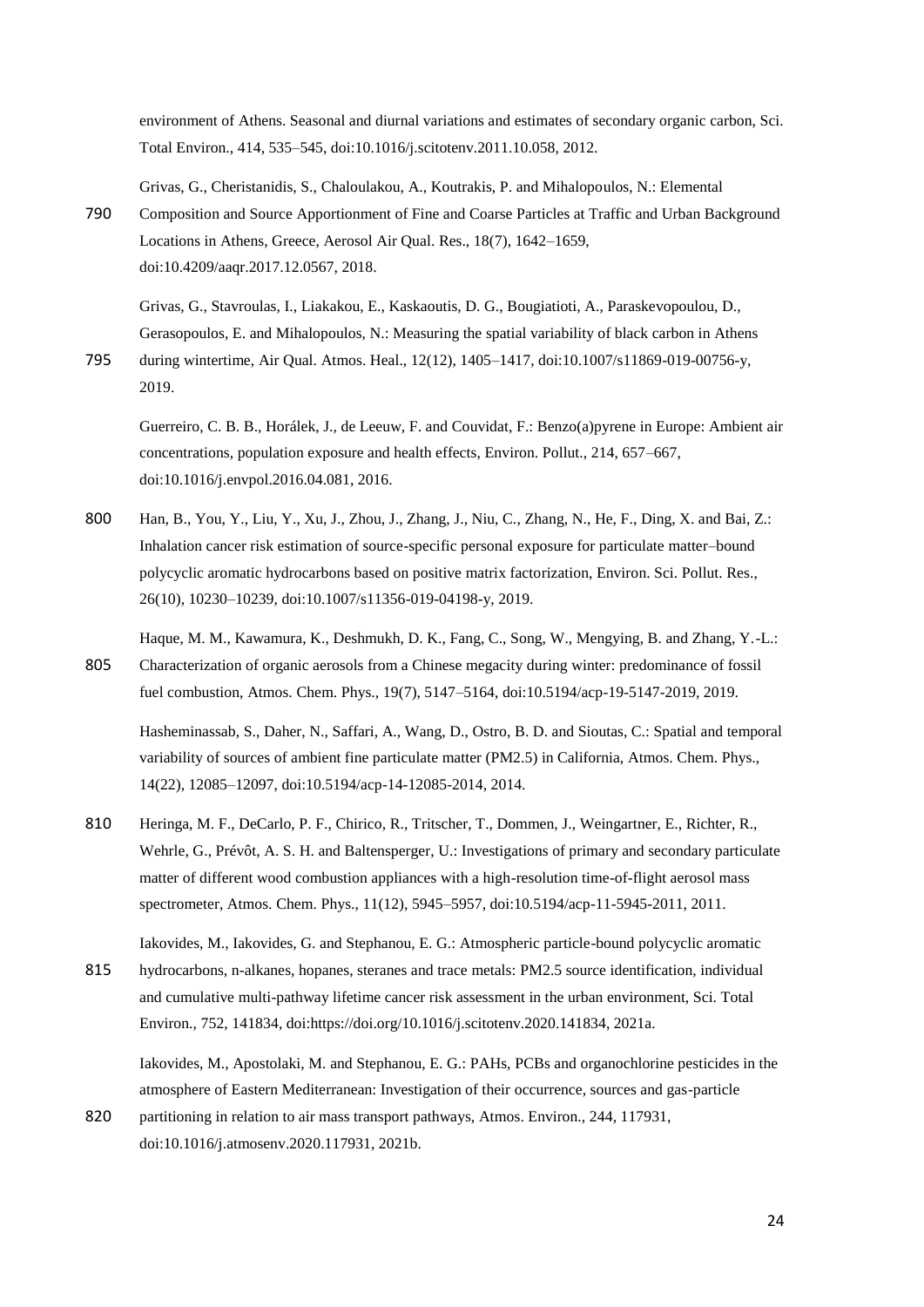environment of Athens. Seasonal and diurnal variations and estimates of secondary organic carbon, Sci. Total Environ., 414, 535–545, doi:10.1016/j.scitotenv.2011.10.058, 2012.

Grivas, G., Cheristanidis, S., Chaloulakou, A., Koutrakis, P. and Mihalopoulos, N.: Elemental Composition and Source Apportionment of Fine and Coarse Particles at Traffic and Urban Background Locations in Athens, Greece, Aerosol Air Qual. Res., 18(7), 1642–1659, doi:10.4209/aaqr.2017.12.0567, 2018.

Grivas, G., Stavroulas, I., Liakakou, E., Kaskaoutis, D. G., Bougiatioti, A., Paraskevopoulou, D., Gerasopoulos, E. and Mihalopoulos, N.: Measuring the spatial variability of black carbon in Athens during wintertime, Air Qual. Atmos. Heal., 12(12), 1405–1417, doi:10.1007/s11869-019-00756-y, 2019.

Guerreiro, C. B. B., Horálek, J., de Leeuw, F. and Couvidat, F.: Benzo(a)pyrene in Europe: Ambient air concentrations, population exposure and health effects, Environ. Pollut., 214, 657–667, doi:10.1016/j.envpol.2016.04.081, 2016.

Han, B., You, Y., Liu, Y., Xu, J., Zhou, J., Zhang, J., Niu, C., Zhang, N., He, F., Ding, X. and Bai, Z.: Inhalation cancer risk estimation of source-specific personal exposure for particulate matter–bound polycyclic aromatic hydrocarbons based on positive matrix factorization, Environ. Sci. Pollut. Res., 26(10), 10230–10239, doi:10.1007/s11356-019-04198-y, 2019.

Haque, M. M., Kawamura, K., Deshmukh, D. K., Fang, C., Song, W., Mengying, B. and Zhang, Y.-L.: Characterization of organic aerosols from a Chinese megacity during winter: predominance of fossil fuel combustion, Atmos. Chem. Phys., 19(7), 5147–5164, doi:10.5194/acp-19-5147-2019, 2019.

Hasheminassab, S., Daher, N., Saffari, A., Wang, D., Ostro, B. D. and Sioutas, C.: Spatial and temporal variability of sources of ambient fine particulate matter (PM2.5) in California, Atmos. Chem. Phys., 14(22), 12085–12097, doi:10.5194/acp-14-12085-2014, 2014.

Heringa, M. F., DeCarlo, P. F., Chirico, R., Tritscher, T., Dommen, J., Weingartner, E., Richter, R., Wehrle, G., Prévôt, A. S. H. and Baltensperger, U.: Investigations of primary and secondary particulate matter of different wood combustion appliances with a high-resolution time-of-flight aerosol mass spectrometer, Atmos. Chem. Phys., 11(12), 5945–5957, doi:10.5194/acp-11-5945-2011, 2011.

Iakovides, M., Iakovides, G. and Stephanou, E. G.: Atmospheric particle-bound polycyclic aromatic hydrocarbons, n-alkanes, hopanes, steranes and trace metals: PM2.5 source identification, individual and cumulative multi-pathway lifetime cancer risk assessment in the urban environment, Sci. Total Environ., 752, 141834, doi:https://doi.org/10.1016/j.scitotenv.2020.141834, 2021a.

Iakovides, M., Apostolaki, M. and Stephanou, E. G.: PAHs, PCBs and organochlorine pesticides in the atmosphere of Eastern Mediterranean: Investigation of their occurrence, sources and gas-particle partitioning in relation to air mass transport pathways, Atmos. Environ., 244, 117931, doi:10.1016/j.atmosenv.2020.117931, 2021b.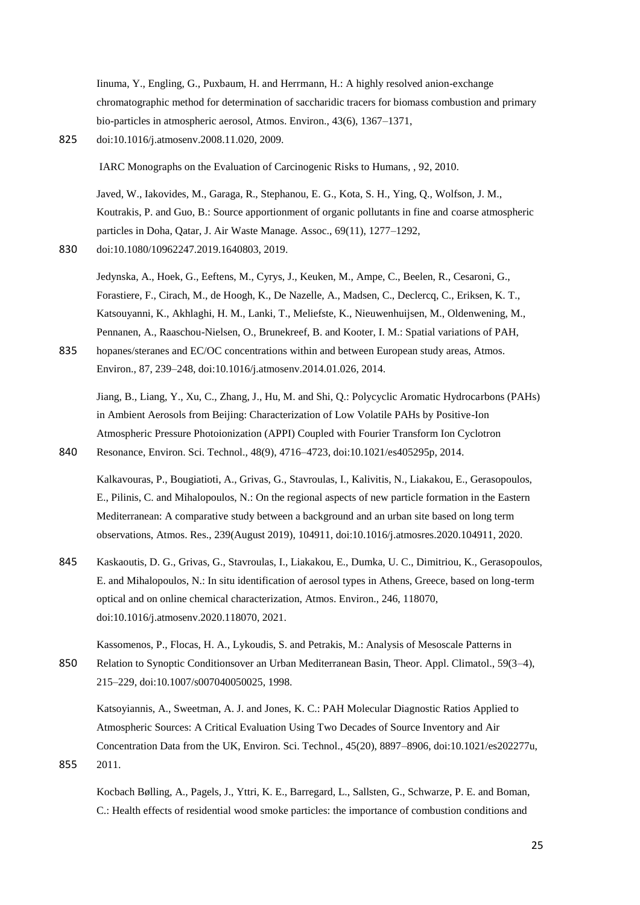Iinuma, Y., Engling, G., Puxbaum, H. and Herrmann, H.: A highly resolved anion-exchange chromatographic method for determination of saccharidic tracers for biomass combustion and primary bio-particles in atmospheric aerosol, Atmos. Environ., 43(6), 1367–1371, doi:10.1016/j.atmosenv.2008.11.020, 2009.

IARC Monographs on the Evaluation of Carcinogenic Risks to Humans, , 92, 2010.

Javed, W., Iakovides, M., Garaga, R., Stephanou, E. G., Kota, S. H., Ying, Q., Wolfson, J. M., Koutrakis, P. and Guo, B.: Source apportionment of organic pollutants in fine and coarse atmospheric particles in Doha, Qatar, J. Air Waste Manage. Assoc., 69(11), 1277–1292, doi:10.1080/10962247.2019.1640803, 2019.

Jedynska, A., Hoek, G., Eeftens, M., Cyrys, J., Keuken, M., Ampe, C., Beelen, R., Cesaroni, G., Forastiere, F., Cirach, M., de Hoogh, K., De Nazelle, A., Madsen, C., Declercq, C., Eriksen, K. T., Katsouyanni, K., Akhlaghi, H. M., Lanki, T., Meliefste, K., Nieuwenhuijsen, M., Oldenwening, M., Pennanen, A., Raaschou-Nielsen, O., Brunekreef, B. and Kooter, I. M.: Spatial variations of PAH, hopanes/steranes and EC/OC concentrations within and between European study areas, Atmos. Environ., 87, 239–248, doi:10.1016/j.atmosenv.2014.01.026, 2014.

Jiang, B., Liang, Y., Xu, C., Zhang, J., Hu, M. and Shi, Q.: Polycyclic Aromatic Hydrocarbons (PAHs) in Ambient Aerosols from Beijing: Characterization of Low Volatile PAHs by Positive-Ion Atmospheric Pressure Photoionization (APPI) Coupled with Fourier Transform Ion Cyclotron Resonance, Environ. Sci. Technol., 48(9), 4716–4723, doi:10.1021/es405295p, 2014.

Kalkavouras, P., Bougiatioti, A., Grivas, G., Stavroulas, I., Kalivitis, N., Liakakou, E., Gerasopoulos, E., Pilinis, C. and Mihalopoulos, N.: On the regional aspects of new particle formation in the Eastern Mediterranean: A comparative study between a background and an urban site based on long term observations, Atmos. Res., 239(August 2019), 104911, doi:10.1016/j.atmosres.2020.104911, 2020.

Kaskaoutis, D. G., Grivas, G., Stavroulas, I., Liakakou, E., Dumka, U. C., Dimitriou, K., Gerasopoulos, E. and Mihalopoulos, N.: In situ identification of aerosol types in Athens, Greece, based on long-term optical and on online chemical characterization, Atmos. Environ., 246, 118070, doi:10.1016/j.atmosenv.2020.118070, 2021.

Kassomenos, P., Flocas, H. A., Lykoudis, S. and Petrakis, M.: Analysis of Mesoscale Patterns in Relation to Synoptic Conditionsover an Urban Mediterranean Basin, Theor. Appl. Climatol., 59(3–4), 215–229, doi:10.1007/s007040050025, 1998.

Katsoyiannis, A., Sweetman, A. J. and Jones, K. C.: PAH Molecular Diagnostic Ratios Applied to Atmospheric Sources: A Critical Evaluation Using Two Decades of Source Inventory and Air Concentration Data from the UK, Environ. Sci. Technol., 45(20), 8897–8906, doi:10.1021/es202277u, 2011.

Kocbach Bølling, A., Pagels, J., Yttri, K. E., Barregard, L., Sallsten, G., Schwarze, P. E. and Boman, C.: Health effects of residential wood smoke particles: the importance of combustion conditions and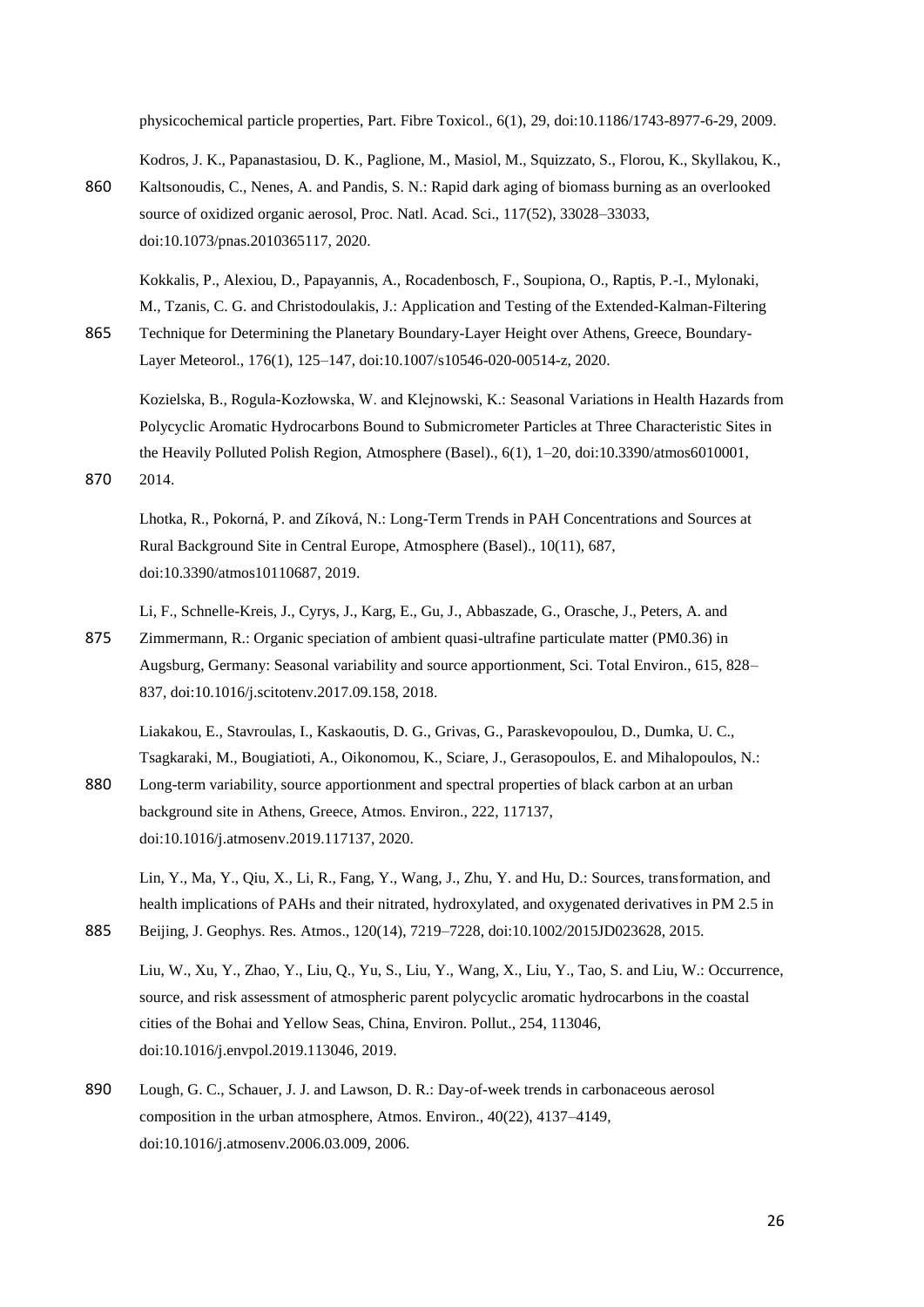physicochemical particle properties, Part. Fibre Toxicol., 6(1), 29, doi:10.1186/1743-8977-6-29, 2009.

Kodros, J. K., Papanastasiou, D. K., Paglione, M., Masiol, M., Squizzato, S., Florou, K., Skyllakou, K., Kaltsonoudis, C., Nenes, A. and Pandis, S. N.: Rapid dark aging of biomass burning as an overlooked source of oxidized organic aerosol, Proc. Natl. Acad. Sci., 117(52), 33028–33033, doi:10.1073/pnas.2010365117, 2020.

Kokkalis, P., Alexiou, D., Papayannis, A., Rocadenbosch, F., Soupiona, O., Raptis, P.-I., Mylonaki, M., Tzanis, C. G. and Christodoulakis, J.: Application and Testing of the Extended-Kalman-Filtering Technique for Determining the Planetary Boundary-Layer Height over Athens, Greece, Boundary-Layer Meteorol., 176(1), 125–147, doi:10.1007/s10546-020-00514-z, 2020.

Kozielska, B., Rogula-Kozłowska, W. and Klejnowski, K.: Seasonal Variations in Health Hazards from Polycyclic Aromatic Hydrocarbons Bound to Submicrometer Particles at Three Characteristic Sites in the Heavily Polluted Polish Region, Atmosphere (Basel)., 6(1), 1–20, doi:10.3390/atmos6010001, 2014.

Lhotka, R., Pokorná, P. and Zíková, N.: Long-Term Trends in PAH Concentrations and Sources at Rural Background Site in Central Europe, Atmosphere (Basel)., 10(11), 687, doi:10.3390/atmos10110687, 2019.

Li, F., Schnelle-Kreis, J., Cyrys, J., Karg, E., Gu, J., Abbaszade, G., Orasche, J., Peters, A. and Zimmermann, R.: Organic speciation of ambient quasi-ultrafine particulate matter (PM0.36) in Augsburg, Germany: Seasonal variability and source apportionment, Sci. Total Environ., 615, 828–837, doi:10.1016/j.scitotenv.2017.09.158, 2018.

Liakakou, E., Stavroulas, I., Kaskaoutis, D. G., Grivas, G., Paraskevopoulou, D., Dumka, U. C., Tsagkaraki, M., Bougiatioti, A., Oikonomou, K., Sciare, J., Gerasopoulos, E. and Mihalopoulos, N.: Long-term variability, source apportionment and spectral properties of black carbon at an urban background site in Athens, Greece, Atmos. Environ., 222, 117137, doi:10.1016/j.atmosenv.2019.117137, 2020.

Lin, Y., Ma, Y., Qiu, X., Li, R., Fang, Y., Wang, J., Zhu, Y. and Hu, D.: Sources, transformation, and health implications of PAHs and their nitrated, hydroxylated, and oxygenated derivatives in PM 2.5 in Beijing, J. Geophys. Res. Atmos., 120(14), 7219–7228, doi:10.1002/2015JD023628, 2015.

Liu, W., Xu, Y., Zhao, Y., Liu, Q., Yu, S., Liu, Y., Wang, X., Liu, Y., Tao, S. and Liu, W.: Occurrence, source, and risk assessment of atmospheric parent polycyclic aromatic hydrocarbons in the coastal cities of the Bohai and Yellow Seas, China, Environ. Pollut., 254, 113046, doi:10.1016/j.envpol.2019.113046, 2019.

Lough, G. C., Schauer, J. J. and Lawson, D. R.: Day-of-week trends in carbonaceous aerosol composition in the urban atmosphere, Atmos. Environ., 40(22), 4137–4149, doi:10.1016/j.atmosenv.2006.03.009, 2006.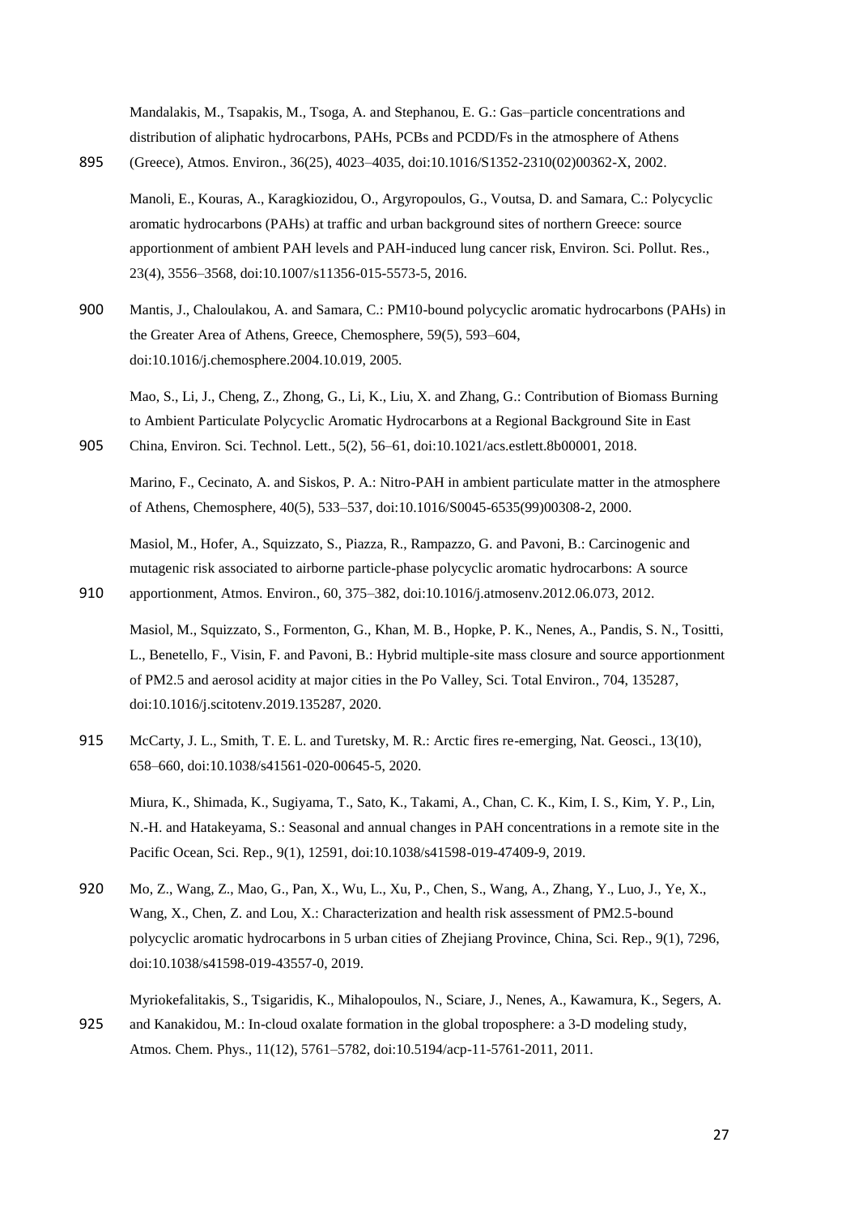Mandalakis, M., Tsapakis, M., Tsoga, A. and Stephanou, E. G.: Gas–particle concentrations and distribution of aliphatic hydrocarbons, PAHs, PCBs and PCDD/Fs in the atmosphere of Athens (Greece), Atmos. Environ., 36(25), 4023–4035, doi:10.1016/S1352-2310(02)00362-X, 2002.

Manoli, E., Kouras, A., Karagkiozidou, O., Argyropoulos, G., Voutsa, D. and Samara, C.: Polycyclic aromatic hydrocarbons (PAHs) at traffic and urban background sites of northern Greece: source apportionment of ambient PAH levels and PAH-induced lung cancer risk, Environ. Sci. Pollut. Res., 23(4), 3556–3568, doi:10.1007/s11356-015-5573-5, 2016.

Mantis, J., Chaloulakou, A. and Samara, C.: PM10-bound polycyclic aromatic hydrocarbons (PAHs) in the Greater Area of Athens, Greece, Chemosphere, 59(5), 593–604, doi:10.1016/j.chemosphere.2004.10.019, 2005.

Mao, S., Li, J., Cheng, Z., Zhong, G., Li, K., Liu, X. and Zhang, G.: Contribution of Biomass Burning to Ambient Particulate Polycyclic Aromatic Hydrocarbons at a Regional Background Site in East China, Environ. Sci. Technol. Lett., 5(2), 56–61, doi:10.1021/acs.estlett.8b00001, 2018.

Marino, F., Cecinato, A. and Siskos, P. A.: Nitro-PAH in ambient particulate matter in the atmosphere of Athens, Chemosphere, 40(5), 533–537, doi:10.1016/S0045-6535(99)00308-2, 2000.

Masiol, M., Hofer, A., Squizzato, S., Piazza, R., Rampazzo, G. and Pavoni, B.: Carcinogenic and mutagenic risk associated to airborne particle-phase polycyclic aromatic hydrocarbons: A source apportionment, Atmos. Environ., 60, 375–382, doi:10.1016/j.atmosenv.2012.06.073, 2012.

Masiol, M., Squizzato, S., Formenton, G., Khan, M. B., Hopke, P. K., Nenes, A., Pandis, S. N., Tositti, L., Benetello, F., Visin, F. and Pavoni, B.: Hybrid multiple-site mass closure and source apportionment of PM2.5 and aerosol acidity at major cities in the Po Valley, Sci. Total Environ., 704, 135287, doi:10.1016/j.scitotenv.2019.135287, 2020.

McCarty, J. L., Smith, T. E. L. and Turetsky, M. R.: Arctic fires re-emerging, Nat. Geosci., 13(10), 658–660, doi:10.1038/s41561-020-00645-5, 2020.

Miura, K., Shimada, K., Sugiyama, T., Sato, K., Takami, A., Chan, C. K., Kim, I. S., Kim, Y. P., Lin, N.-H. and Hatakeyama, S.: Seasonal and annual changes in PAH concentrations in a remote site in the Pacific Ocean, Sci. Rep., 9(1), 12591, doi:10.1038/s41598-019-47409-9, 2019.

Mo, Z., Wang, Z., Mao, G., Pan, X., Wu, L., Xu, P., Chen, S., Wang, A., Zhang, Y., Luo, J., Ye, X., Wang, X., Chen, Z. and Lou, X.: Characterization and health risk assessment of PM2.5-bound polycyclic aromatic hydrocarbons in 5 urban cities of Zhejiang Province, China, Sci. Rep., 9(1), 7296, doi:10.1038/s41598-019-43557-0, 2019.

Myriokefalitakis, S., Tsigaridis, K., Mihalopoulos, N., Sciare, J., Nenes, A., Kawamura, K., Segers, A. and Kanakidou, M.: In-cloud oxalate formation in the global troposphere: a 3-D modeling study, Atmos. Chem. Phys., 11(12), 5761–5782, doi:10.5194/acp-11-5761-2011, 2011.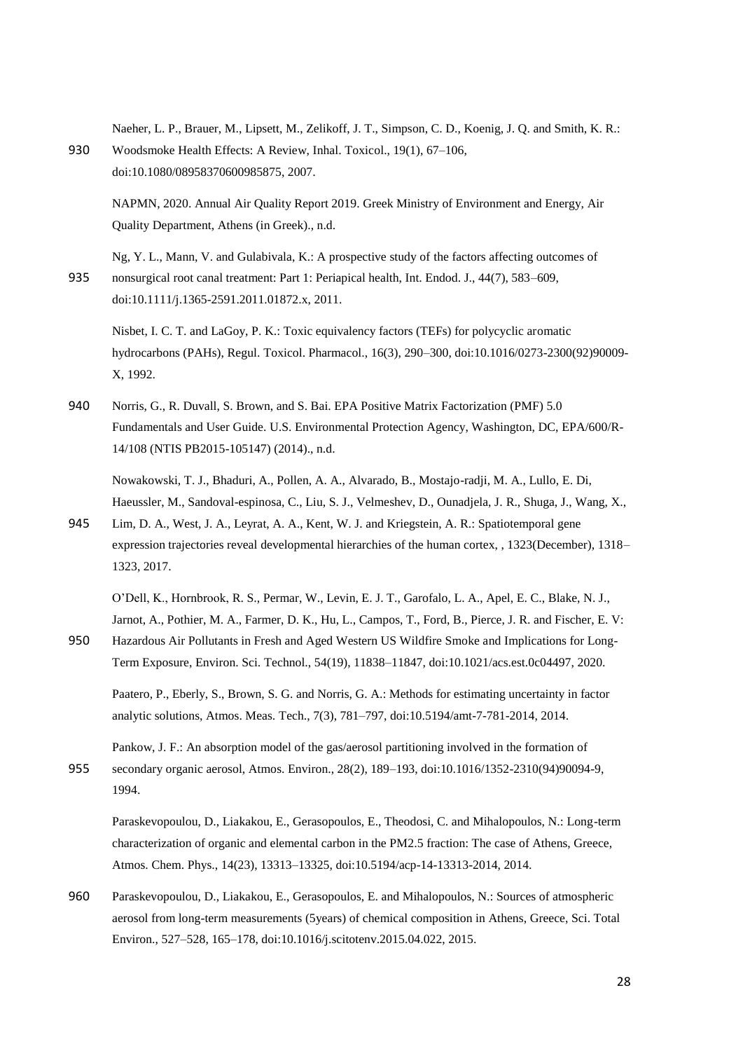Naeher, L. P., Brauer, M., Lipsett, M., Zelikoff, J. T., Simpson, C. D., Koenig, J. Q. and Smith, K. R.: Woodsmoke Health Effects: A Review, Inhal. Toxicol., 19(1), 67–106, doi:10.1080/08958370600985875, 2007.

NAPMN, 2020. Annual Air Quality Report 2019. Greek Ministry of Environment and Energy, Air Quality Department, Athens (in Greek)., n.d.

Ng, Y. L., Mann, V. and Gulabivala, K.: A prospective study of the factors affecting outcomes of nonsurgical root canal treatment: Part 1: Periapical health, Int. Endod. J., 44(7), 583–609, doi:10.1111/j.1365-2591.2011.01872.x, 2011.

Nisbet, I. C. T. and LaGoy, P. K.: Toxic equivalency factors (TEFs) for polycyclic aromatic hydrocarbons (PAHs), Regul. Toxicol. Pharmacol., 16(3), 290–300, doi:10.1016/0273-2300(92)90009-X, 1992.

Norris, G., R. Duvall, S. Brown, and S. Bai. EPA Positive Matrix Factorization (PMF) 5.0 Fundamentals and User Guide. U.S. Environmental Protection Agency, Washington, DC, EPA/600/R-14/108 (NTIS PB2015-105147) (2014)., n.d.

Nowakowski, T. J., Bhaduri, A., Pollen, A. A., Alvarado, B., Mostajo-radji, M. A., Lullo, E. Di, Haeussler, M., Sandoval-espinosa, C., Liu, S. J., Velmeshev, D., Ounadjela, J. R., Shuga, J., Wang, X., Lim, D. A., West, J. A., Leyrat, A. A., Kent, W. J. and Kriegstein, A. R.: Spatiotemporal gene expression trajectories reveal developmental hierarchies of the human cortex, , 1323(December), 1318–1323, 2017.

O'Dell, K., Hornbrook, R. S., Permar, W., Levin, E. J. T., Garofalo, L. A., Apel, E. C., Blake, N. J., Jarnot, A., Pothier, M. A., Farmer, D. K., Hu, L., Campos, T., Ford, B., Pierce, J. R. and Fischer, E. V: Hazardous Air Pollutants in Fresh and Aged Western US Wildfire Smoke and Implications for Long-Term Exposure, Environ. Sci. Technol., 54(19), 11838–11847, doi:10.1021/acs.est.0c04497, 2020.

Paatero, P., Eberly, S., Brown, S. G. and Norris, G. A.: Methods for estimating uncertainty in factor analytic solutions, Atmos. Meas. Tech., 7(3), 781–797, doi:10.5194/amt-7-781-2014, 2014.

Pankow, J. F.: An absorption model of the gas/aerosol partitioning involved in the formation of secondary organic aerosol, Atmos. Environ., 28(2), 189–193, doi:10.1016/1352-2310(94)90094-9, 1994.

Paraskevopoulou, D., Liakakou, E., Gerasopoulos, E., Theodosi, C. and Mihalopoulos, N.: Long-term characterization of organic and elemental carbon in the PM2.5 fraction: The case of Athens, Greece, Atmos. Chem. Phys., 14(23), 13313–13325, doi:10.5194/acp-14-13313-2014, 2014.

Paraskevopoulou, D., Liakakou, E., Gerasopoulos, E. and Mihalopoulos, N.: Sources of atmospheric aerosol from long-term measurements (5years) of chemical composition in Athens, Greece, Sci. Total Environ., 527–528, 165–178, doi:10.1016/j.scitotenv.2015.04.022, 2015.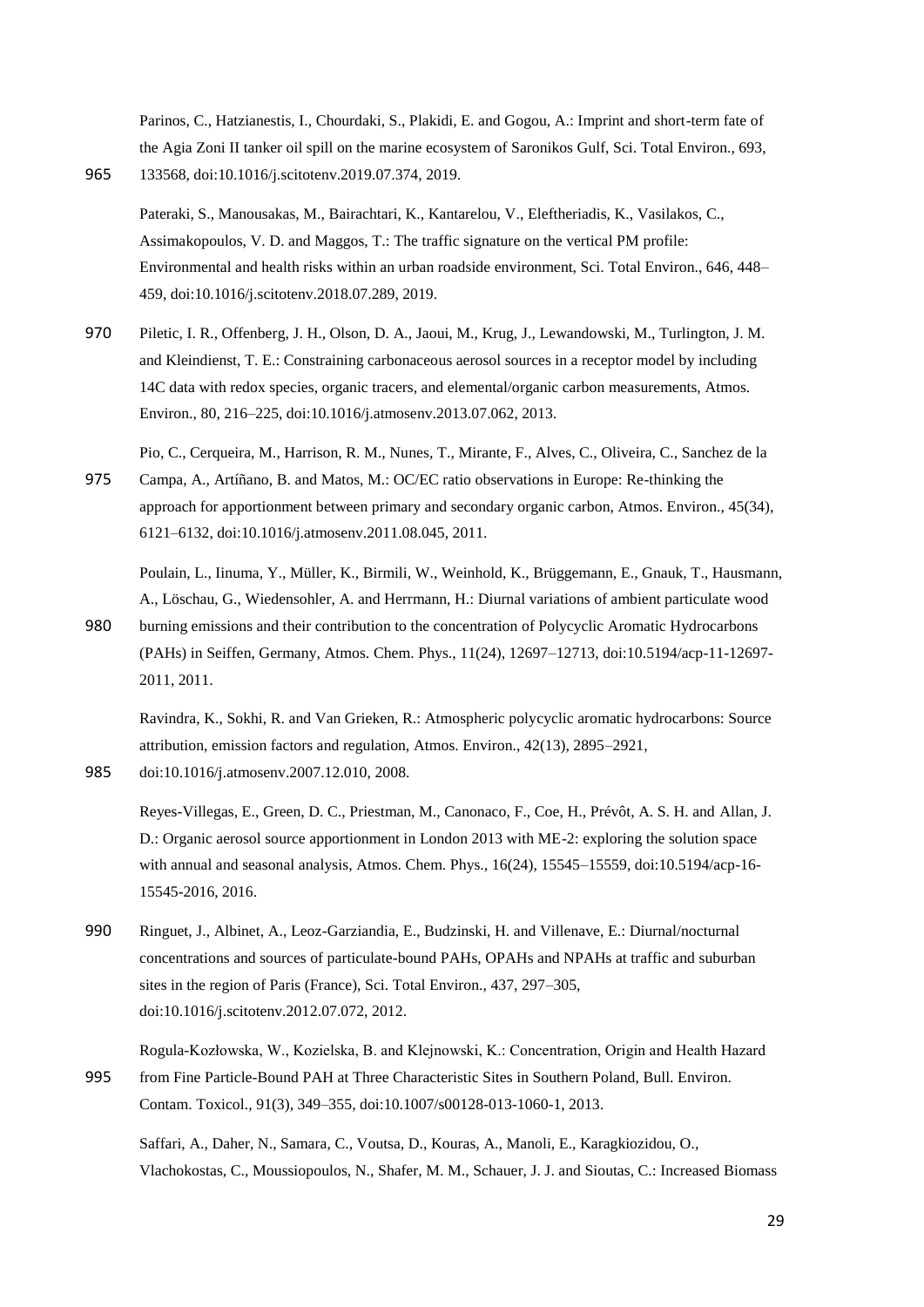Parinos, C., Hatzianestis, I., Chourdaki, S., Plakidi, E. and Gogou, A.: Imprint and short-term fate of the Agia Zoni II tanker oil spill on the marine ecosystem of Saronikos Gulf, Sci. Total Environ., 693, 133568, doi:10.1016/j.scitotenv.2019.07.374, 2019.

Pateraki, S., Manousakas, M., Bairachtari, K., Kantarelou, V., Eleftheriadis, K., Vasilakos, C., Assimakopoulos, V. D. and Maggos, T.: The traffic signature on the vertical PM profile: Environmental and health risks within an urban roadside environment, Sci. Total Environ., 646, 448–459, doi:10.1016/j.scitotenv.2018.07.289, 2019.

Piletic, I. R., Offenberg, J. H., Olson, D. A., Jaoui, M., Krug, J., Lewandowski, M., Turlington, J. M. and Kleindienst, T. E.: Constraining carbonaceous aerosol sources in a receptor model by including 14C data with redox species, organic tracers, and elemental/organic carbon measurements, Atmos. Environ., 80, 216–225, doi:10.1016/j.atmosenv.2013.07.062, 2013.

Pio, C., Cerqueira, M., Harrison, R. M., Nunes, T., Mirante, F., Alves, C., Oliveira, C., Sanchez de la Campa, A., Artíñano, B. and Matos, M.: OC/EC ratio observations in Europe: Re-thinking the approach for apportionment between primary and secondary organic carbon, Atmos. Environ., 45(34), 6121–6132, doi:10.1016/j.atmosenv.2011.08.045, 2011.

Poulain, L., Iinuma, Y., Müller, K., Birmili, W., Weinhold, K., Brüggemann, E., Gnauk, T., Hausmann, A., Löschau, G., Wiedensohler, A. and Herrmann, H.: Diurnal variations of ambient particulate wood burning emissions and their contribution to the concentration of Polycyclic Aromatic Hydrocarbons (PAHs) in Seiffen, Germany, Atmos. Chem. Phys., 11(24), 12697–12713, doi:10.5194/acp-11-12697-2011, 2011.

Ravindra, K., Sokhi, R. and Van Grieken, R.: Atmospheric polycyclic aromatic hydrocarbons: Source attribution, emission factors and regulation, Atmos. Environ., 42(13), 2895–2921, doi:10.1016/j.atmosenv.2007.12.010, 2008.

Reyes-Villegas, E., Green, D. C., Priestman, M., Canonaco, F., Coe, H., Prévôt, A. S. H. and Allan, J. D.: Organic aerosol source apportionment in London 2013 with ME-2: exploring the solution space with annual and seasonal analysis, Atmos. Chem. Phys., 16(24), 15545–15559, doi:10.5194/acp-16-15545-2016, 2016.

Ringuet, J., Albinet, A., Leoz-Garziandia, E., Budzinski, H. and Villenave, E.: Diurnal/nocturnal concentrations and sources of particulate-bound PAHs, OPAHs and NPAHs at traffic and suburban sites in the region of Paris (France), Sci. Total Environ., 437, 297–305, doi:10.1016/j.scitotenv.2012.07.072, 2012.

Rogula-Kozłowska, W., Kozielska, B. and Klejnowski, K.: Concentration, Origin and Health Hazard from Fine Particle-Bound PAH at Three Characteristic Sites in Southern Poland, Bull. Environ. Contam. Toxicol., 91(3), 349–355, doi:10.1007/s00128-013-1060-1, 2013.

Saffari, A., Daher, N., Samara, C., Voutsa, D., Kouras, A., Manoli, E., Karagkiozidou, O., Vlachokostas, C., Moussiopoulos, N., Shafer, M. M., Schauer, J. J. and Sioutas, C.: Increased Biomass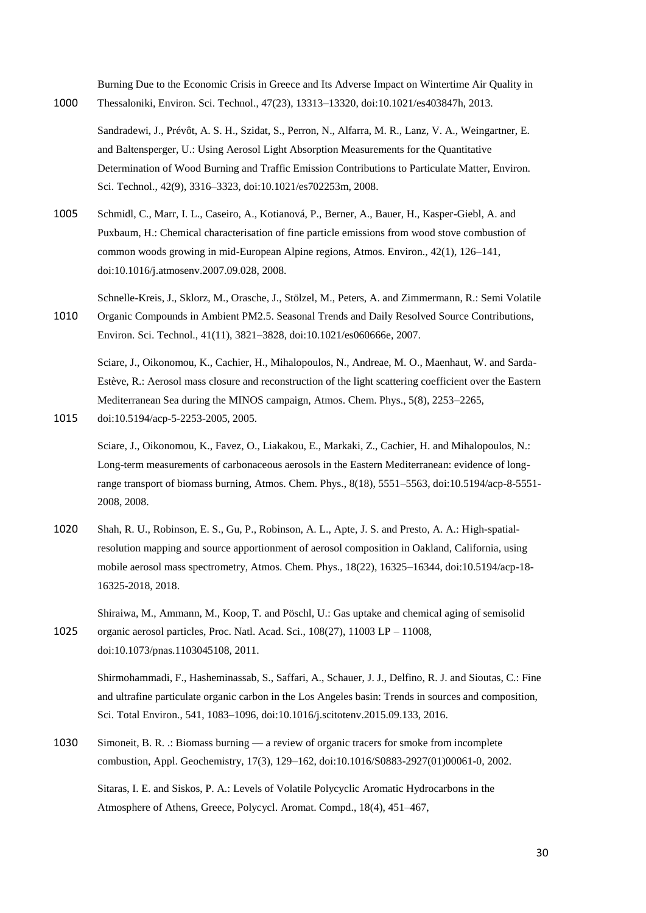Burning Due to the Economic Crisis in Greece and Its Adverse Impact on Wintertime Air Quality in Thessaloniki, Environ. Sci. Technol., 47(23), 13313–13320, doi:10.1021/es403847h, 2013.

Sandradewi, J., Prévôt, A. S. H., Szidat, S., Perron, N., Alfarra, M. R., Lanz, V. A., Weingartner, E. and Baltensperger, U.: Using Aerosol Light Absorption Measurements for the Quantitative Determination of Wood Burning and Traffic Emission Contributions to Particulate Matter, Environ. Sci. Technol., 42(9), 3316–3323, doi:10.1021/es702253m, 2008.

Schmidl, C., Marr, I. L., Caseiro, A., Kotianová, P., Berner, A., Bauer, H., Kasper-Giebl, A. and Puxbaum, H.: Chemical characterisation of fine particle emissions from wood stove combustion of common woods growing in mid-European Alpine regions, Atmos. Environ., 42(1), 126–141, doi:10.1016/j.atmosenv.2007.09.028, 2008.

Schnelle-Kreis, J., Sklorz, M., Orasche, J., Stölzel, M., Peters, A. and Zimmermann, R.: Semi Volatile Organic Compounds in Ambient PM2.5. Seasonal Trends and Daily Resolved Source Contributions, Environ. Sci. Technol., 41(11), 3821–3828, doi:10.1021/es060666e, 2007.

Sciare, J., Oikonomou, K., Cachier, H., Mihalopoulos, N., Andreae, M. O., Maenhaut, W. and Sarda-Estève, R.: Aerosol mass closure and reconstruction of the light scattering coefficient over the Eastern Mediterranean Sea during the MINOS campaign, Atmos. Chem. Phys., 5(8), 2253–2265, doi:10.5194/acp-5-2253-2005, 2005.

Sciare, J., Oikonomou, K., Favez, O., Liakakou, E., Markaki, Z., Cachier, H. and Mihalopoulos, N.: Long-term measurements of carbonaceous aerosols in the Eastern Mediterranean: evidence of long-range transport of biomass burning, Atmos. Chem. Phys., 8(18), 5551–5563, doi:10.5194/acp-8-5551-2008, 2008.

Shah, R. U., Robinson, E. S., Gu, P., Robinson, A. L., Apte, J. S. and Presto, A. A.: High-spatial-resolution mapping and source apportionment of aerosol composition in Oakland, California, using mobile aerosol mass spectrometry, Atmos. Chem. Phys., 18(22), 16325–16344, doi:10.5194/acp-18-16325-2018, 2018.

Shiraiwa, M., Ammann, M., Koop, T. and Pöschl, U.: Gas uptake and chemical aging of semisolid organic aerosol particles, Proc. Natl. Acad. Sci., 108(27), 11003 LP – 11008, doi:10.1073/pnas.1103045108, 2011.

Shirmohammadi, F., Hasheminassab, S., Saffari, A., Schauer, J. J., Delfino, R. J. and Sioutas, C.: Fine and ultrafine particulate organic carbon in the Los Angeles basin: Trends in sources and composition, Sci. Total Environ., 541, 1083–1096, doi:10.1016/j.scitotenv.2015.09.133, 2016.

Simoneit, B. R. .: Biomass burning — a review of organic tracers for smoke from incomplete combustion, Appl. Geochemistry, 17(3), 129–162, doi:10.1016/S0883-2927(01)00061-0, 2002.

Sitaras, I. E. and Siskos, P. A.: Levels of Volatile Polycyclic Aromatic Hydrocarbons in the Atmosphere of Athens, Greece, Polycycl. Aromat. Compd., 18(4), 451–467,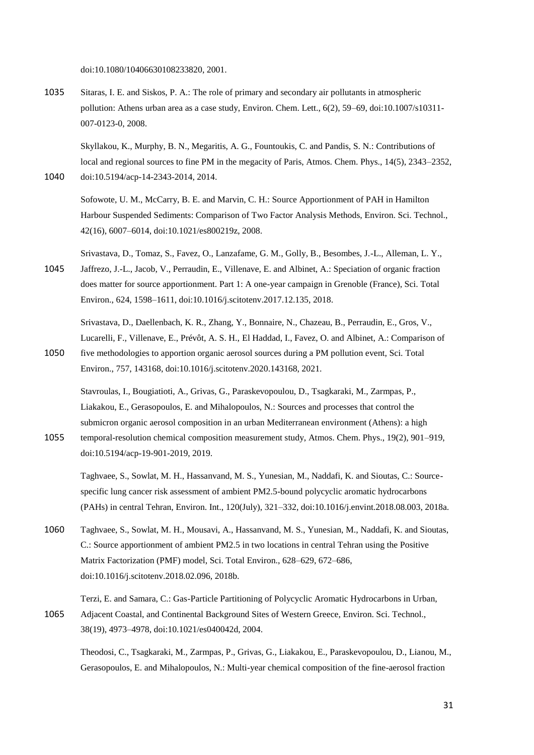doi:10.1080/10406630108233820, 2001.

Sitaras, I. E. and Siskos, P. A.: The role of primary and secondary air pollutants in atmospheric pollution: Athens urban area as a case study, Environ. Chem. Lett., 6(2), 59–69, doi:10.1007/s10311-007-0123-0, 2008.

Skyllakou, K., Murphy, B. N., Megaritis, A. G., Fountoukis, C. and Pandis, S. N.: Contributions of local and regional sources to fine PM in the megacity of Paris, Atmos. Chem. Phys., 14(5), 2343–2352, doi:10.5194/acp-14-2343-2014, 2014.

Sofowote, U. M., McCarry, B. E. and Marvin, C. H.: Source Apportionment of PAH in Hamilton Harbour Suspended Sediments: Comparison of Two Factor Analysis Methods, Environ. Sci. Technol., 42(16), 6007–6014, doi:10.1021/es800219z, 2008.

Srivastava, D., Tomaz, S., Favez, O., Lanzafame, G. M., Golly, B., Besombes, J.-L., Alleman, L. Y., Jaffrezo, J.-L., Jacob, V., Perraudin, E., Villenave, E. and Albinet, A.: Speciation of organic fraction does matter for source apportionment. Part 1: A one-year campaign in Grenoble (France), Sci. Total Environ., 624, 1598–1611, doi:10.1016/j.scitotenv.2017.12.135, 2018.

Srivastava, D., Daellenbach, K. R., Zhang, Y., Bonnaire, N., Chazeau, B., Perraudin, E., Gros, V., Lucarelli, F., Villenave, E., Prévôt, A. S. H., El Haddad, I., Favez, O. and Albinet, A.: Comparison of five methodologies to apportion organic aerosol sources during a PM pollution event, Sci. Total Environ., 757, 143168, doi:10.1016/j.scitotenv.2020.143168, 2021.

Stavroulas, I., Bougiatioti, A., Grivas, G., Paraskevopoulou, D., Tsagkaraki, M., Zarmpas, P., Liakakou, E., Gerasopoulos, E. and Mihalopoulos, N.: Sources and processes that control the submicron organic aerosol composition in an urban Mediterranean environment (Athens): a high temporal-resolution chemical composition measurement study, Atmos. Chem. Phys., 19(2), 901–919, doi:10.5194/acp-19-901-2019, 2019.

Taghvaee, S., Sowlat, M. H., Hassanvand, M. S., Yunesian, M., Naddafi, K. and Sioutas, C.: Source-specific lung cancer risk assessment of ambient PM2.5-bound polycyclic aromatic hydrocarbons (PAHs) in central Tehran, Environ. Int., 120(July), 321–332, doi:10.1016/j.envint.2018.08.003, 2018a.

Taghvaee, S., Sowlat, M. H., Mousavi, A., Hassanvand, M. S., Yunesian, M., Naddafi, K. and Sioutas, C.: Source apportionment of ambient PM2.5 in two locations in central Tehran using the Positive Matrix Factorization (PMF) model, Sci. Total Environ., 628–629, 672–686, doi:10.1016/j.scitotenv.2018.02.096, 2018b.

Terzi, E. and Samara, C.: Gas-Particle Partitioning of Polycyclic Aromatic Hydrocarbons in Urban, Adjacent Coastal, and Continental Background Sites of Western Greece, Environ. Sci. Technol., 38(19), 4973–4978, doi:10.1021/es040042d, 2004.

Theodosi, C., Tsagkaraki, M., Zarmpas, P., Grivas, G., Liakakou, E., Paraskevopoulou, D., Lianou, M., Gerasopoulos, E. and Mihalopoulos, N.: Multi-year chemical composition of the fine-aerosol fraction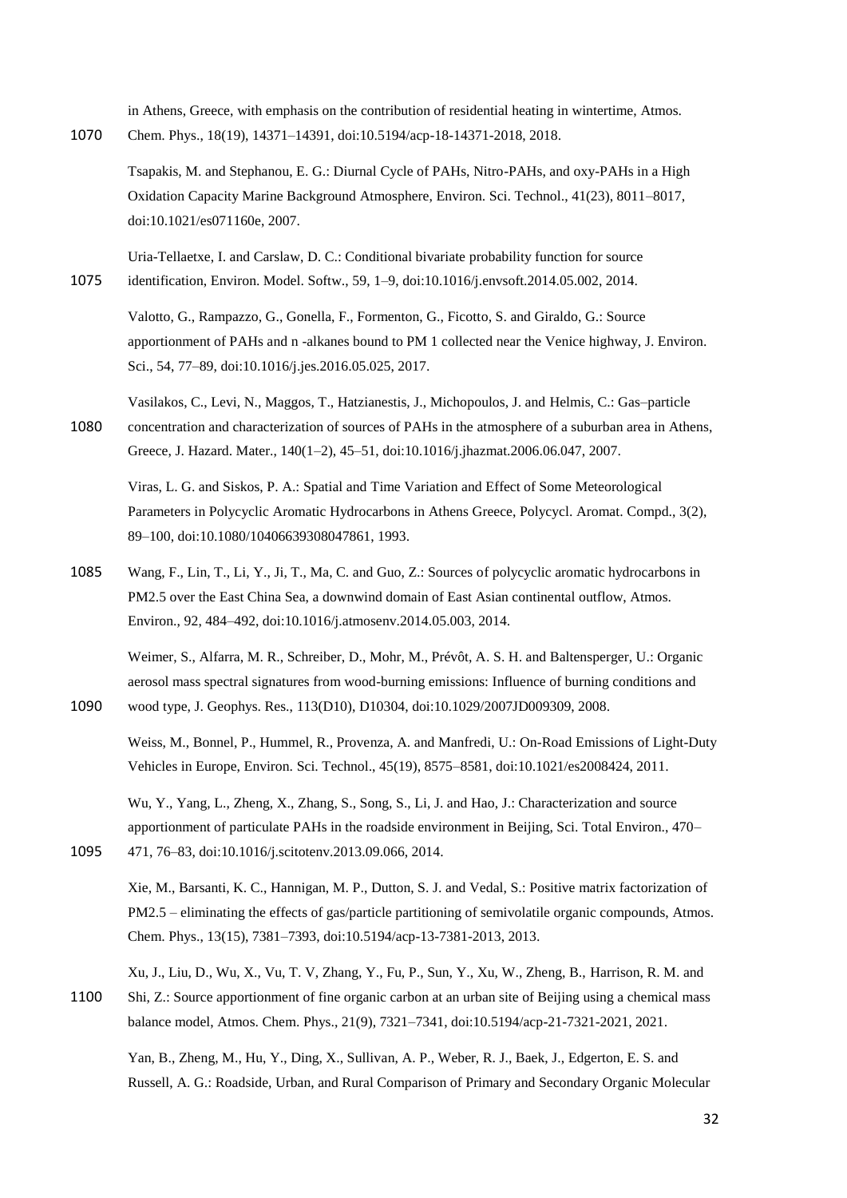in Athens, Greece, with emphasis on the contribution of residential heating in wintertime, Atmos. Chem. Phys., 18(19), 14371–14391, doi:10.5194/acp-18-14371-2018, 2018.

Tsapakis, M. and Stephanou, E. G.: Diurnal Cycle of PAHs, Nitro-PAHs, and oxy-PAHs in a High Oxidation Capacity Marine Background Atmosphere, Environ. Sci. Technol., 41(23), 8011–8017, doi:10.1021/es071160e, 2007.

Uria-Tellaetxe, I. and Carslaw, D. C.: Conditional bivariate probability function for source identification, Environ. Model. Softw., 59, 1–9, doi:10.1016/j.envsoft.2014.05.002, 2014.

Valotto, G., Rampazzo, G., Gonella, F., Formenton, G., Ficotto, S. and Giraldo, G.: Source apportionment of PAHs and n -alkanes bound to PM 1 collected near the Venice highway, J. Environ. Sci., 54, 77–89, doi:10.1016/j.jes.2016.05.025, 2017.

Vasilakos, C., Levi, N., Maggos, T., Hatzianestis, J., Michopoulos, J. and Helmis, C.: Gas–particle concentration and characterization of sources of PAHs in the atmosphere of a suburban area in Athens, Greece, J. Hazard. Mater., 140(1–2), 45–51, doi:10.1016/j.jhazmat.2006.06.047, 2007.

Viras, L. G. and Siskos, P. A.: Spatial and Time Variation and Effect of Some Meteorological Parameters in Polycyclic Aromatic Hydrocarbons in Athens Greece, Polycycl. Aromat. Compd., 3(2), 89–100, doi:10.1080/10406639308047861, 1993.

Wang, F., Lin, T., Li, Y., Ji, T., Ma, C. and Guo, Z.: Sources of polycyclic aromatic hydrocarbons in PM2.5 over the East China Sea, a downwind domain of East Asian continental outflow, Atmos. Environ., 92, 484–492, doi:10.1016/j.atmosenv.2014.05.003, 2014.

Weimer, S., Alfarra, M. R., Schreiber, D., Mohr, M., Prévôt, A. S. H. and Baltensperger, U.: Organic aerosol mass spectral signatures from wood-burning emissions: Influence of burning conditions and wood type, J. Geophys. Res., 113(D10), D10304, doi:10.1029/2007JD009309, 2008.

Weiss, M., Bonnel, P., Hummel, R., Provenza, A. and Manfredi, U.: On-Road Emissions of Light-Duty Vehicles in Europe, Environ. Sci. Technol., 45(19), 8575–8581, doi:10.1021/es2008424, 2011.

Wu, Y., Yang, L., Zheng, X., Zhang, S., Song, S., Li, J. and Hao, J.: Characterization and source apportionment of particulate PAHs in the roadside environment in Beijing, Sci. Total Environ., 470–471, 76–83, doi:10.1016/j.scitotenv.2013.09.066, 2014.

Xie, M., Barsanti, K. C., Hannigan, M. P., Dutton, S. J. and Vedal, S.: Positive matrix factorization of PM2.5 – eliminating the effects of gas/particle partitioning of semivolatile organic compounds, Atmos. Chem. Phys., 13(15), 7381–7393, doi:10.5194/acp-13-7381-2013, 2013.

Xu, J., Liu, D., Wu, X., Vu, T. V, Zhang, Y., Fu, P., Sun, Y., Xu, W., Zheng, B., Harrison, R. M. and Shi, Z.: Source apportionment of fine organic carbon at an urban site of Beijing using a chemical mass balance model, Atmos. Chem. Phys., 21(9), 7321–7341, doi:10.5194/acp-21-7321-2021, 2021.

Yan, B., Zheng, M., Hu, Y., Ding, X., Sullivan, A. P., Weber, R. J., Baek, J., Edgerton, E. S. and Russell, A. G.: Roadside, Urban, and Rural Comparison of Primary and Secondary Organic Molecular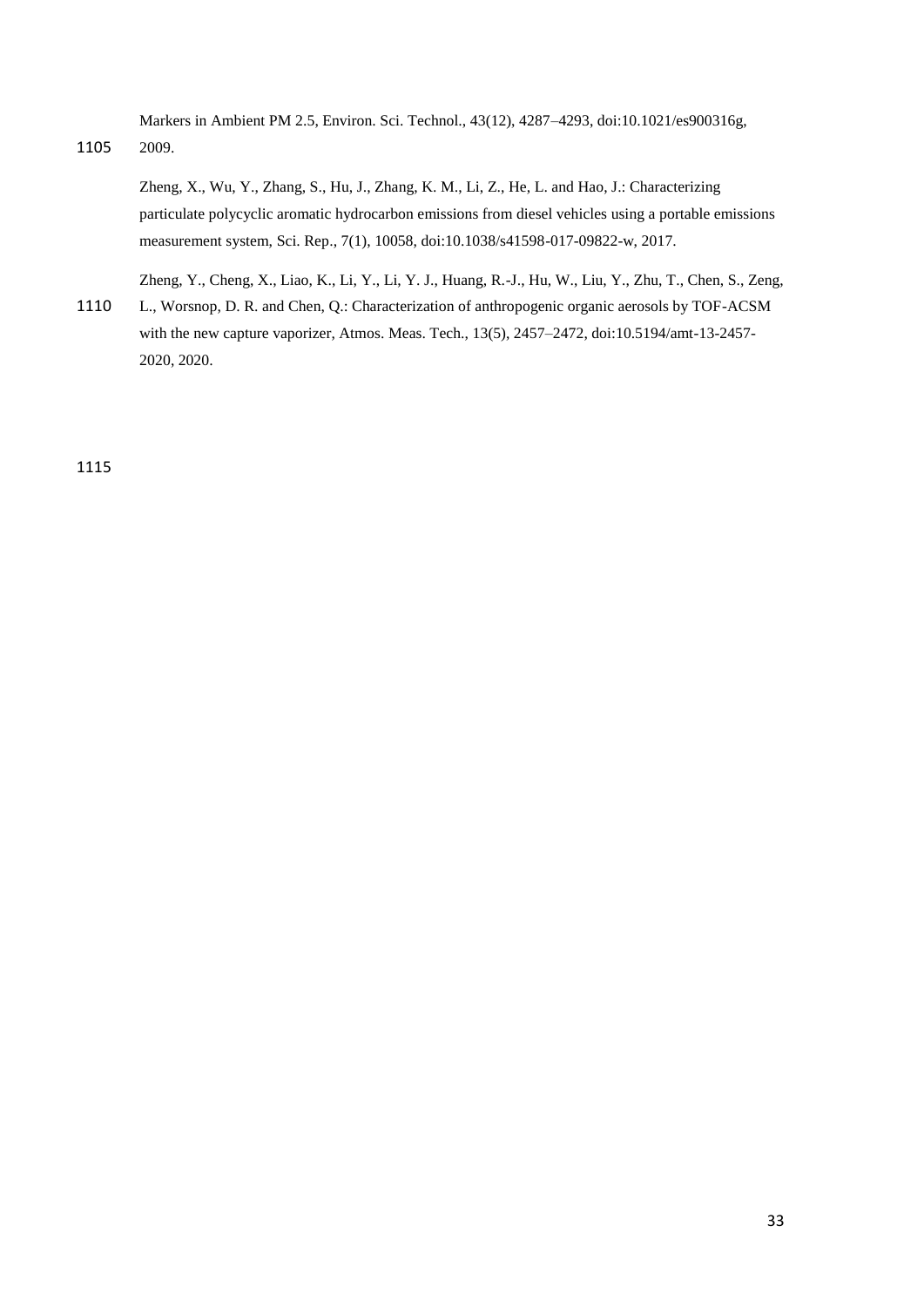Markers in Ambient PM 2.5, Environ. Sci. Technol., 43(12), 4287–4293, doi:10.1021/es900316g, 2009.

Zheng, X., Wu, Y., Zhang, S., Hu, J., Zhang, K. M., Li, Z., He, L. and Hao, J.: Characterizing particulate polycyclic aromatic hydrocarbon emissions from diesel vehicles using a portable emissions measurement system, Sci. Rep., 7(1), 10058, doi:10.1038/s41598-017-09822-w, 2017.

Zheng, Y., Cheng, X., Liao, K., Li, Y., Li, Y. J., Huang, R.-J., Hu, W., Liu, Y., Zhu, T., Chen, S., Zeng, L., Worsnop, D. R. and Chen, Q.: Characterization of anthropogenic organic aerosols by TOF-ACSM with the new capture vaporizer, Atmos. Meas. Tech., 13(5), 2457–2472, doi:10.5194/amt-13-2457-2020, 2020.